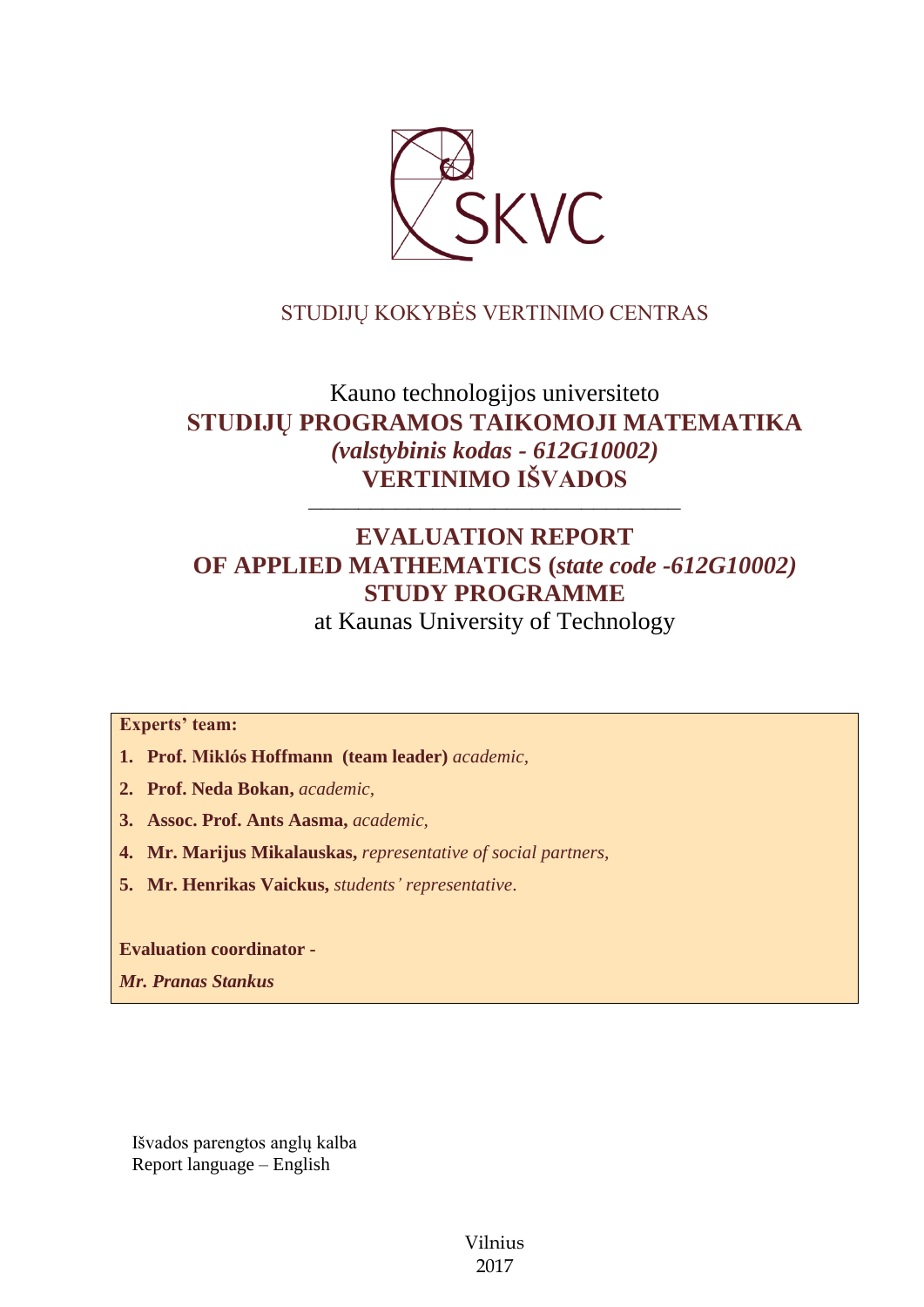SKVC

STUDIJŲ KOKYBĖS VERTINIMO CENTRAS

Kauno technologijos universiteto

# STUDIJŲ PROGRAMOS TAIKOMOJI MATEMATIKA

***(valstybinis kodas - 612G10002)***

# VERTINIMO IŠVADOS

---

# EVALUATION REPORT
# OF APPLIED MATHEMATICS (*state code -612G10002)*
# STUDY PROGRAMME

at Kaunas University of Technology

**Experts' team:**

1. **Prof. Miklós Hoffmann (team leader)** *academic,*
2. **Prof. Neda Bokan,** *academic,*
3. **Assoc. Prof. Ants Aasma,** *academic,*
4. **Mr. Marijus Mikalauskas,** *representative of social partners,*
5. **Mr. Henrikas Vaickus,** *students' representative.*

**Evaluation coordinator -**

***Mr. Pranas Stankus***

Išvados parengtos anglų kalba
Report language – English

Vilnius
2017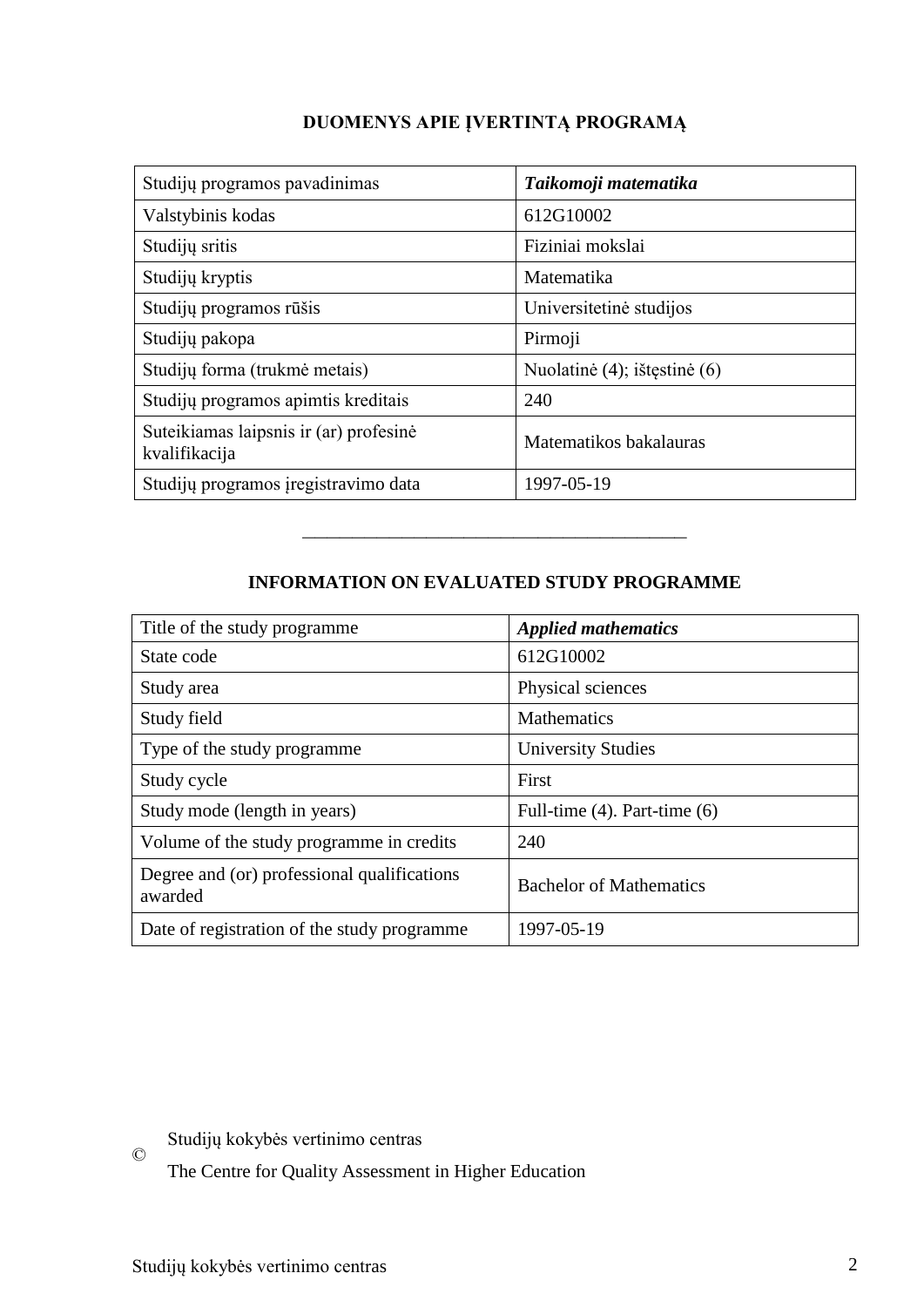## DUOMENYS APIE ĮVERTINTĄ PROGRAMĄ

| Studijų programos pavadinimas | ***Taikomoji matematika*** |
|---|---|
| Valstybinis kodas | 612G10002 |
| Studijų sritis | Fiziniai mokslai |
| Studijų kryptis | Matematika |
| Studijų programos rūšis | Universitetinė studijos |
| Studijų pakopa | Pirmoji |
| Studijų forma (trukmė metais) | Nuolatinė (4); ištęstinė (6) |
| Studijų programos apimtis kreditais | 240 |
| Suteikiamas laipsnis ir (ar) profesinė kvalifikacija | Matematikos bakalauras |
| Studijų programos įregistravimo data | 1997-05-19 |

---

## INFORMATION ON EVALUATED STUDY PROGRAMME

| Title of the study programme | ***Applied mathematics*** |
|---|---|
| State code | 612G10002 |
| Study area | Physical sciences |
| Study field | Mathematics |
| Type of the study programme | University Studies |
| Study cycle | First |
| Study mode (length in years) | Full-time (4). Part-time (6) |
| Volume of the study programme in credits | 240 |
| Degree and (or) professional qualifications awarded | Bachelor of Mathematics |
| Date of registration of the study programme | 1997-05-19 |

© Studijų kokybės vertinimo centras

The Centre for Quality Assessment in Higher Education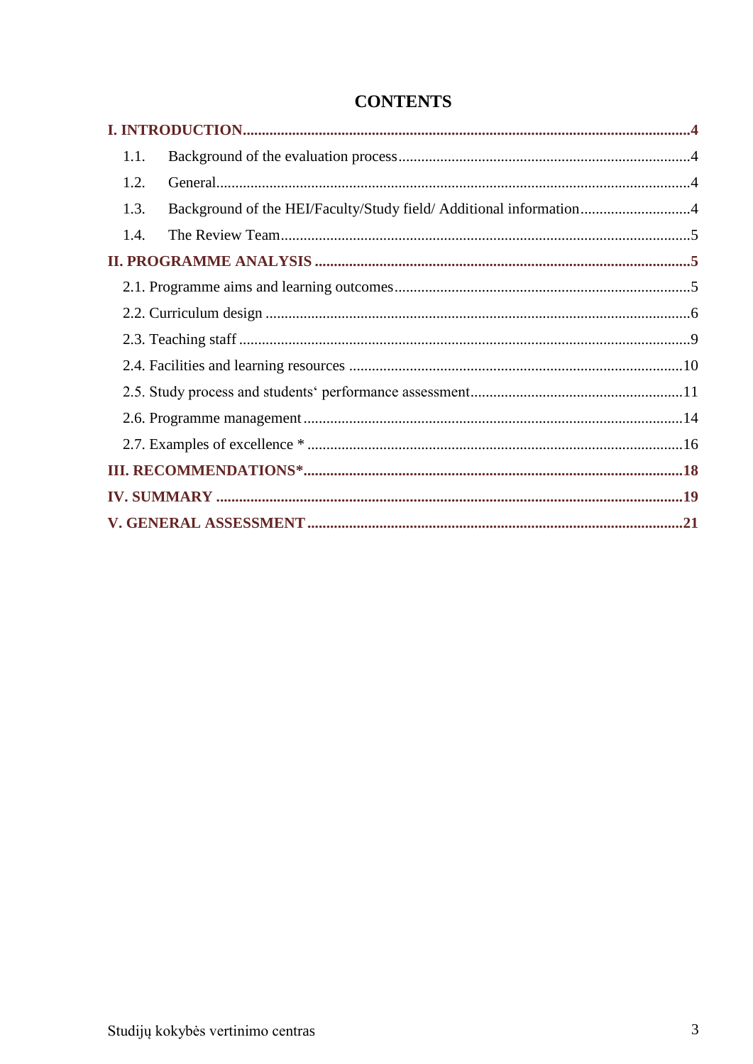# CONTENTS

**I. INTRODUCTION** .......... **4**

1.1. Background of the evaluation process .......... 4

1.2. General .......... 4

1.3. Background of the HEI/Faculty/Study field/ Additional information .......... 4

1.4. The Review Team .......... 5

**II. PROGRAMME ANALYSIS** .......... **5**

2.1. Programme aims and learning outcomes .......... 5

2.2. Curriculum design .......... 6

2.3. Teaching staff .......... 9

2.4. Facilities and learning resources .......... 10

2.5. Study process and students‘ performance assessment .......... 11

2.6. Programme management .......... 14

2.7. Examples of excellence * .......... 16

**III. RECOMMENDATIONS*** .......... **18**

**IV. SUMMARY** .......... **19**

**V. GENERAL ASSESSMENT** .......... **21**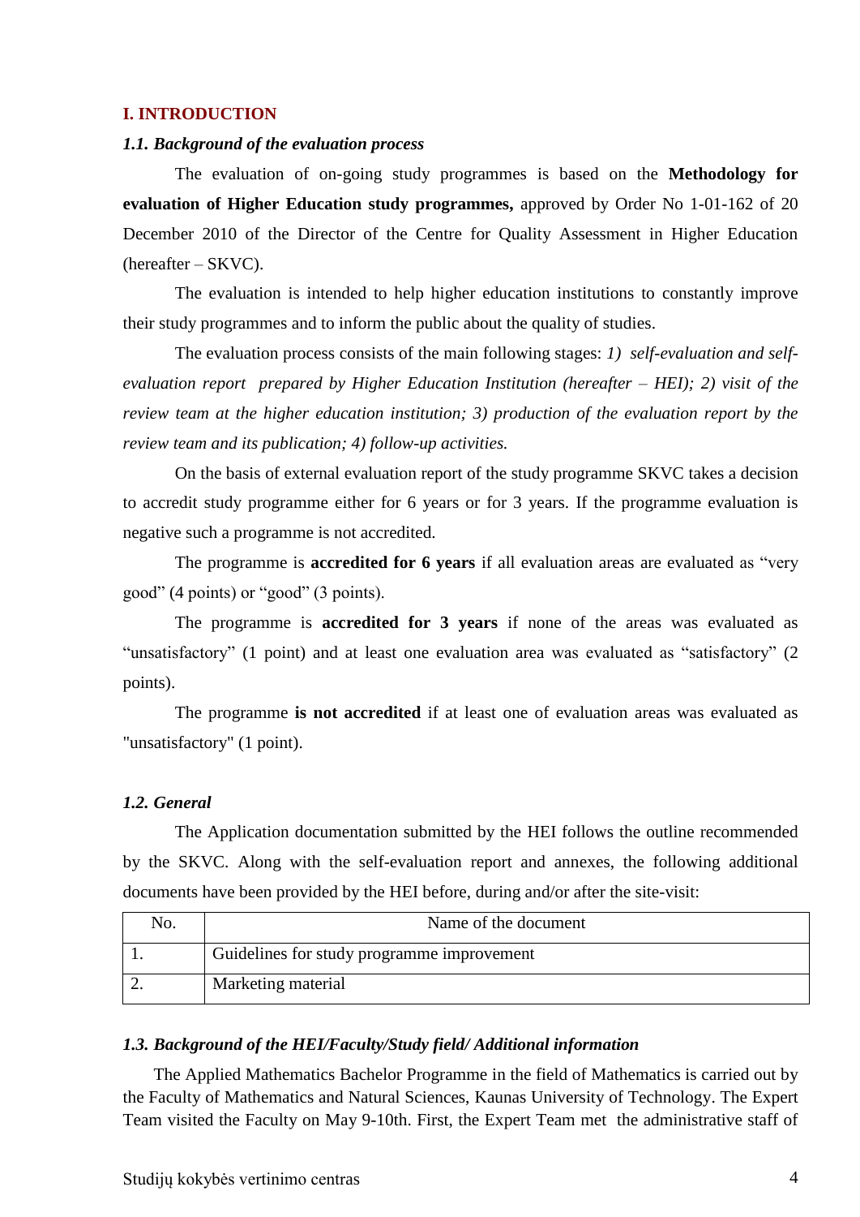## I. INTRODUCTION

### *1.1. Background of the evaluation process*

The evaluation of on-going study programmes is based on the **Methodology for evaluation of Higher Education study programmes,** approved by Order No 1-01-162 of 20 December 2010 of the Director of the Centre for Quality Assessment in Higher Education (hereafter – SKVC).

The evaluation is intended to help higher education institutions to constantly improve their study programmes and to inform the public about the quality of studies.

The evaluation process consists of the main following stages: *1) self-evaluation and self-evaluation report prepared by Higher Education Institution (hereafter – HEI); 2) visit of the review team at the higher education institution; 3) production of the evaluation report by the review team and its publication; 4) follow-up activities.*

On the basis of external evaluation report of the study programme SKVC takes a decision to accredit study programme either for 6 years or for 3 years. If the programme evaluation is negative such a programme is not accredited.

The programme is **accredited for 6 years** if all evaluation areas are evaluated as "very good" (4 points) or "good" (3 points).

The programme is **accredited for 3 years** if none of the areas was evaluated as "unsatisfactory" (1 point) and at least one evaluation area was evaluated as "satisfactory" (2 points).

The programme **is not accredited** if at least one of evaluation areas was evaluated as "unsatisfactory" (1 point).

### *1.2. General*

The Application documentation submitted by the HEI follows the outline recommended by the SKVC. Along with the self-evaluation report and annexes, the following additional documents have been provided by the HEI before, during and/or after the site-visit:

| No. | Name of the document |
|---|---|
| 1. | Guidelines for study programme improvement |
| 2. | Marketing material |

### *1.3. Background of the HEI/Faculty/Study field/ Additional information*

The Applied Mathematics Bachelor Programme in the field of Mathematics is carried out by the Faculty of Mathematics and Natural Sciences, Kaunas University of Technology. The Expert Team visited the Faculty on May 9-10th. First, the Expert Team met the administrative staff of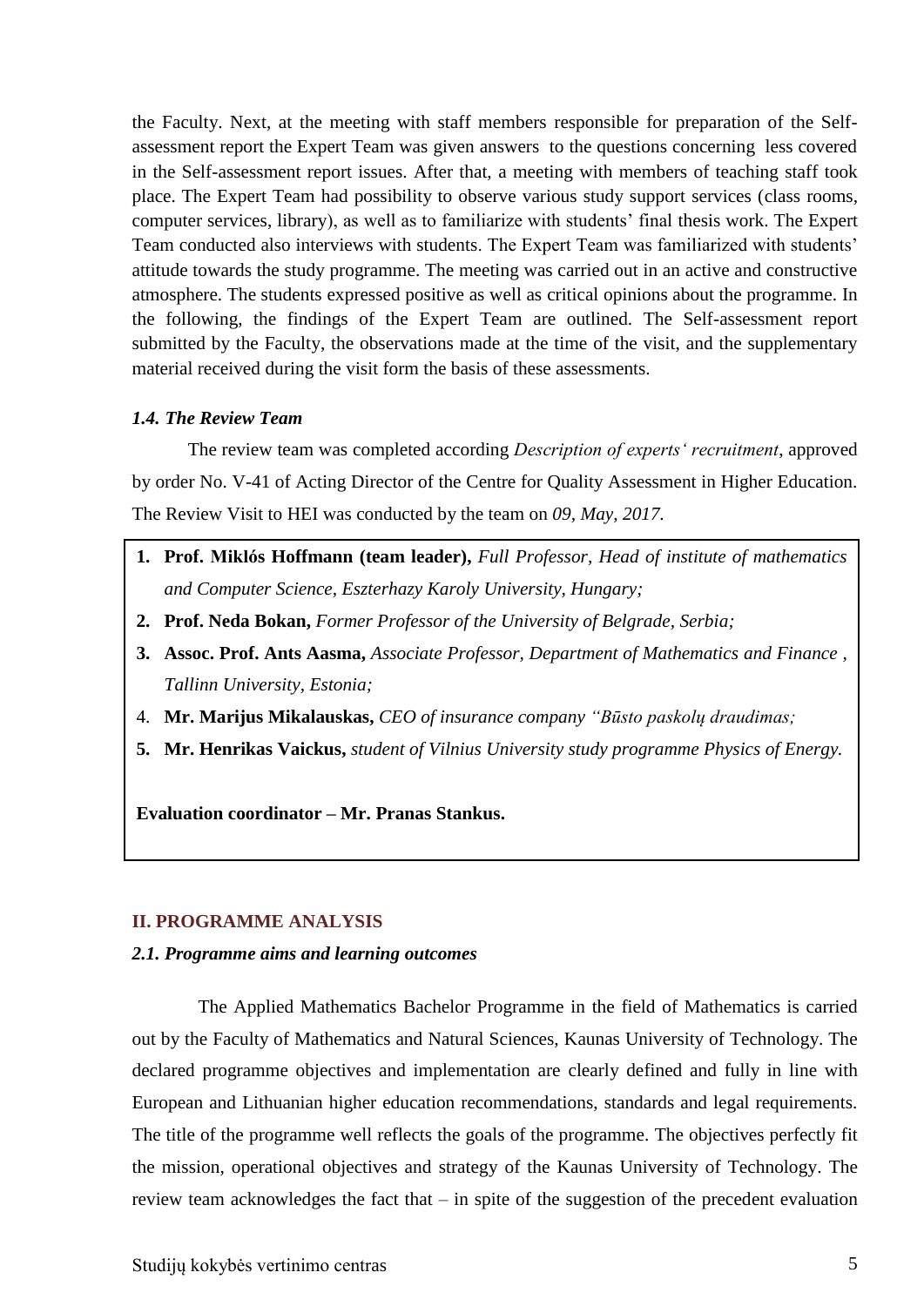the Faculty. Next, at the meeting with staff members responsible for preparation of the Self-assessment report the Expert Team was given answers to the questions concerning less covered in the Self-assessment report issues. After that, a meeting with members of teaching staff took place. The Expert Team had possibility to observe various study support services (class rooms, computer services, library), as well as to familiarize with students' final thesis work. The Expert Team conducted also interviews with students. The Expert Team was familiarized with students' attitude towards the study programme. The meeting was carried out in an active and constructive atmosphere. The students expressed positive as well as critical opinions about the programme. In the following, the findings of the Expert Team are outlined. The Self-assessment report submitted by the Faculty, the observations made at the time of the visit, and the supplementary material received during the visit form the basis of these assessments.

### *1.4. The Review Team*

The review team was completed according *Description of experts' recruitment*, approved by order No. V-41 of Acting Director of the Centre for Quality Assessment in Higher Education. The Review Visit to HEI was conducted by the team on *09, May, 2017.*

1. **Prof. Miklós Hoffmann (team leader),** *Full Professor, Head of institute of mathematics and Computer Science, Eszterhazy Karoly University, Hungary;*
2. **Prof. Neda Bokan,** *Former Professor of the University of Belgrade, Serbia;*
3. **Assoc. Prof. Ants Aasma,** *Associate Professor, Department of Mathematics and Finance , Tallinn University, Estonia;*
4. **Mr. Marijus Mikalauskas,** *CEO of insurance company "Būsto paskolų draudimas;*
5. **Mr. Henrikas Vaickus,** *student of Vilnius University study programme Physics of Energy.*

**Evaluation coordinator – Mr. Pranas Stankus.**

## II. PROGRAMME ANALYSIS

### *2.1. Programme aims and learning outcomes*

The Applied Mathematics Bachelor Programme in the field of Mathematics is carried out by the Faculty of Mathematics and Natural Sciences, Kaunas University of Technology. The declared programme objectives and implementation are clearly defined and fully in line with European and Lithuanian higher education recommendations, standards and legal requirements. The title of the programme well reflects the goals of the programme. The objectives perfectly fit the mission, operational objectives and strategy of the Kaunas University of Technology. The review team acknowledges the fact that – in spite of the suggestion of the precedent evaluation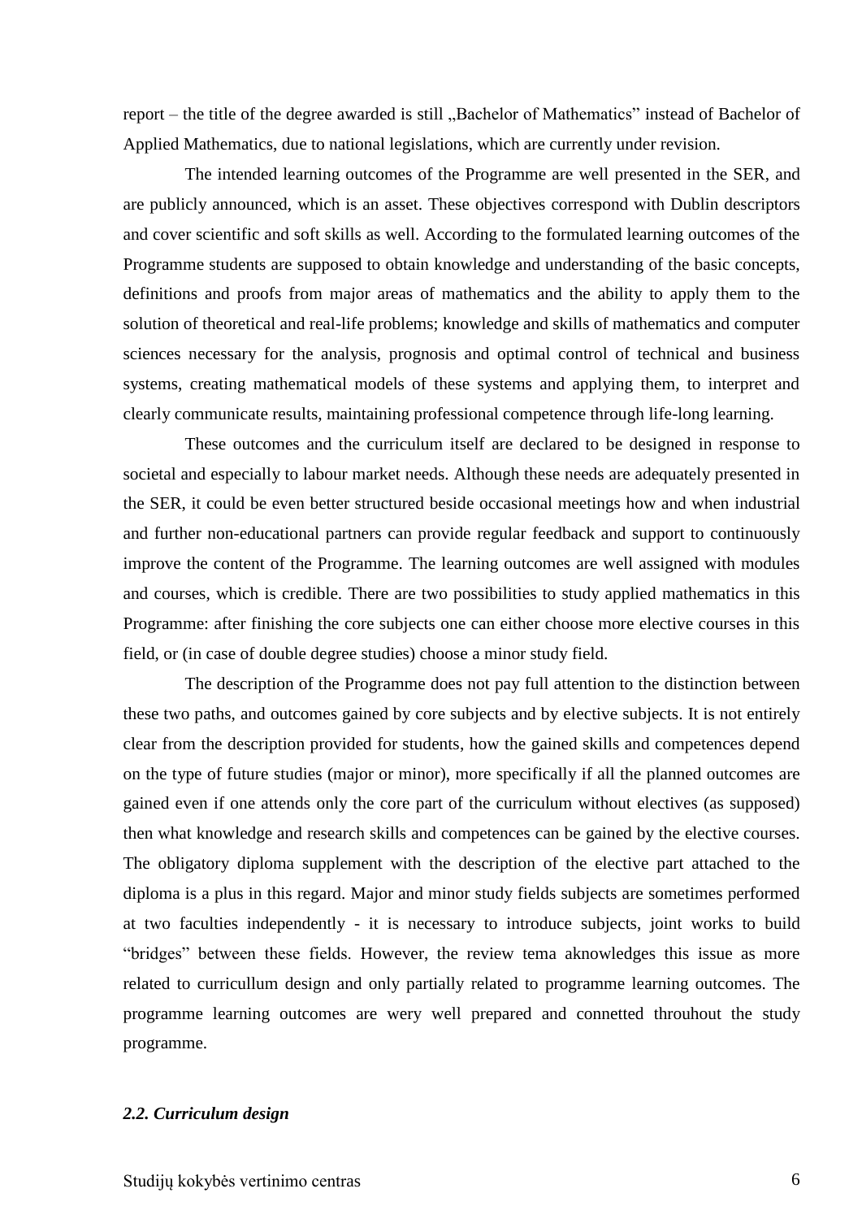report – the title of the degree awarded is still „Bachelor of Mathematics" instead of Bachelor of Applied Mathematics, due to national legislations, which are currently under revision.

The intended learning outcomes of the Programme are well presented in the SER, and are publicly announced, which is an asset. These objectives correspond with Dublin descriptors and cover scientific and soft skills as well. According to the formulated learning outcomes of the Programme students are supposed to obtain knowledge and understanding of the basic concepts, definitions and proofs from major areas of mathematics and the ability to apply them to the solution of theoretical and real-life problems; knowledge and skills of mathematics and computer sciences necessary for the analysis, prognosis and optimal control of technical and business systems, creating mathematical models of these systems and applying them, to interpret and clearly communicate results, maintaining professional competence through life-long learning.

These outcomes and the curriculum itself are declared to be designed in response to societal and especially to labour market needs. Although these needs are adequately presented in the SER, it could be even better structured beside occasional meetings how and when industrial and further non-educational partners can provide regular feedback and support to continuously improve the content of the Programme. The learning outcomes are well assigned with modules and courses, which is credible. There are two possibilities to study applied mathematics in this Programme: after finishing the core subjects one can either choose more elective courses in this field, or (in case of double degree studies) choose a minor study field.

The description of the Programme does not pay full attention to the distinction between these two paths, and outcomes gained by core subjects and by elective subjects. It is not entirely clear from the description provided for students, how the gained skills and competences depend on the type of future studies (major or minor), more specifically if all the planned outcomes are gained even if one attends only the core part of the curriculum without electives (as supposed) then what knowledge and research skills and competences can be gained by the elective courses. The obligatory diploma supplement with the description of the elective part attached to the diploma is a plus in this regard. Major and minor study fields subjects are sometimes performed at two faculties independently - it is necessary to introduce subjects, joint works to build "bridges" between these fields. However, the review tema aknowledges this issue as more related to curricullum design and only partially related to programme learning outcomes. The programme learning outcomes are wery well prepared and connetted throuhout the study programme.

### *2.2. Curriculum design*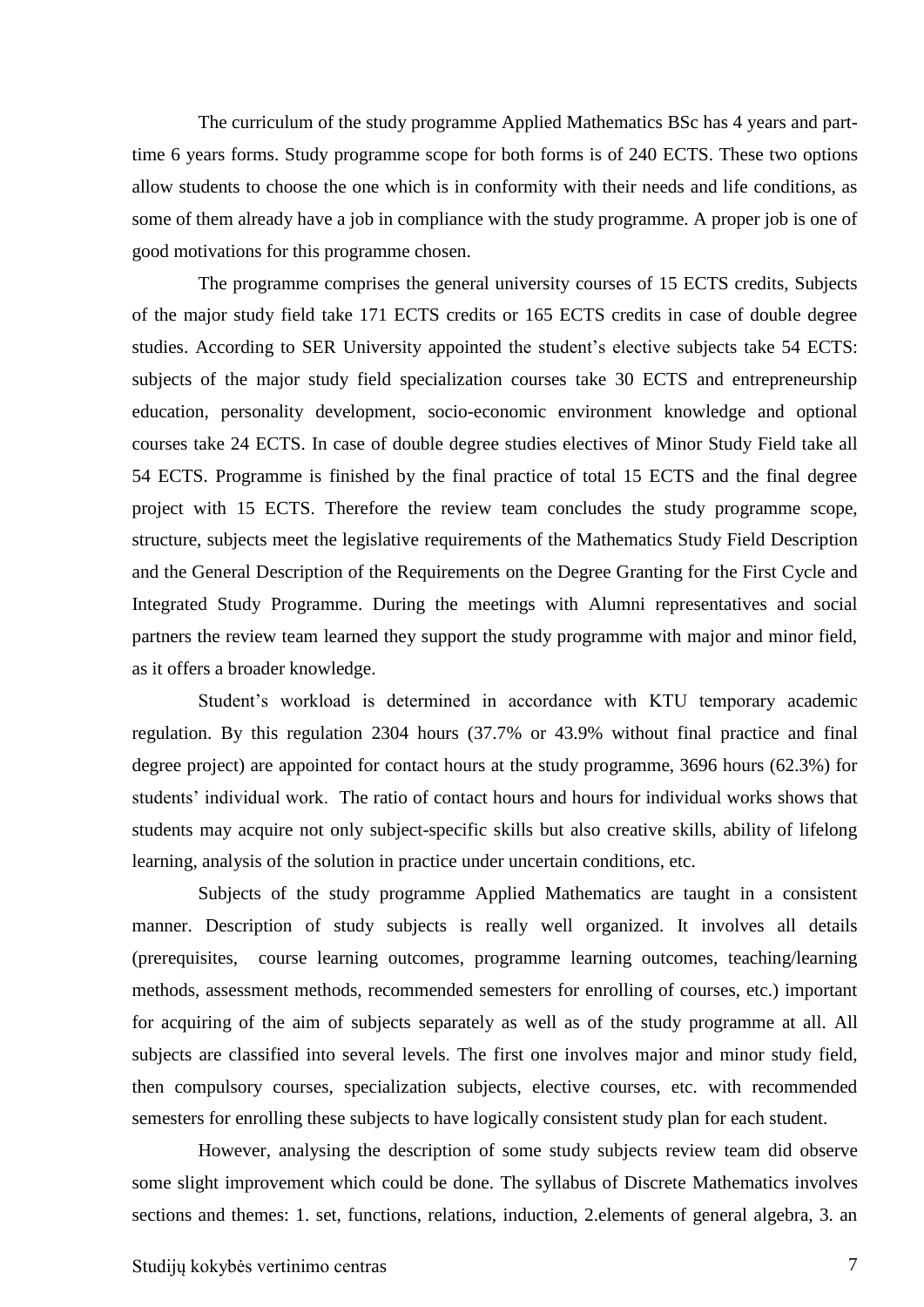The curriculum of the study programme Applied Mathematics BSc has 4 years and part-time 6 years forms. Study programme scope for both forms is of 240 ECTS. These two options allow students to choose the one which is in conformity with their needs and life conditions, as some of them already have a job in compliance with the study programme. A proper job is one of good motivations for this programme chosen.

The programme comprises the general university courses of 15 ECTS credits, Subjects of the major study field take 171 ECTS credits or 165 ECTS credits in case of double degree studies. According to SER University appointed the student's elective subjects take 54 ECTS: subjects of the major study field specialization courses take 30 ECTS and entrepreneurship education, personality development, socio-economic environment knowledge and optional courses take 24 ECTS. In case of double degree studies electives of Minor Study Field take all 54 ECTS. Programme is finished by the final practice of total 15 ECTS and the final degree project with 15 ECTS. Therefore the review team concludes the study programme scope, structure, subjects meet the legislative requirements of the Mathematics Study Field Description and the General Description of the Requirements on the Degree Granting for the First Cycle and Integrated Study Programme. During the meetings with Alumni representatives and social partners the review team learned they support the study programme with major and minor field, as it offers a broader knowledge.

Student's workload is determined in accordance with KTU temporary academic regulation. By this regulation 2304 hours (37.7% or 43.9% without final practice and final degree project) are appointed for contact hours at the study programme, 3696 hours (62.3%) for students' individual work. The ratio of contact hours and hours for individual works shows that students may acquire not only subject-specific skills but also creative skills, ability of lifelong learning, analysis of the solution in practice under uncertain conditions, etc.

Subjects of the study programme Applied Mathematics are taught in a consistent manner. Description of study subjects is really well organized. It involves all details (prerequisites, course learning outcomes, programme learning outcomes, teaching/learning methods, assessment methods, recommended semesters for enrolling of courses, etc.) important for acquiring of the aim of subjects separately as well as of the study programme at all. All subjects are classified into several levels. The first one involves major and minor study field, then compulsory courses, specialization subjects, elective courses, etc. with recommended semesters for enrolling these subjects to have logically consistent study plan for each student.

However, analysing the description of some study subjects review team did observe some slight improvement which could be done. The syllabus of Discrete Mathematics involves sections and themes: 1. set, functions, relations, induction, 2.elements of general algebra, 3. an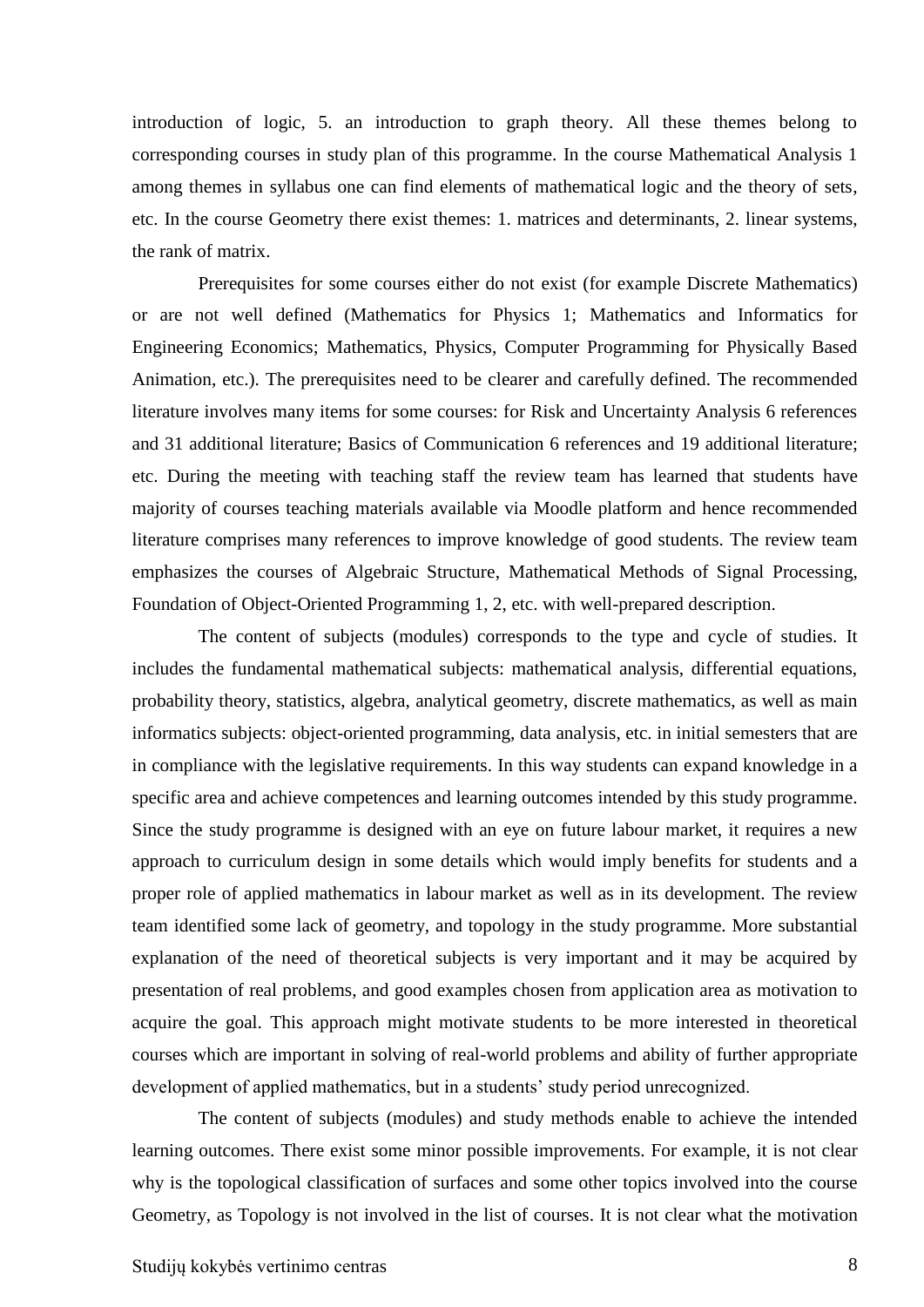introduction of logic, 5. an introduction to graph theory. All these themes belong to corresponding courses in study plan of this programme. In the course Mathematical Analysis 1 among themes in syllabus one can find elements of mathematical logic and the theory of sets, etc. In the course Geometry there exist themes: 1. matrices and determinants, 2. linear systems, the rank of matrix.

Prerequisites for some courses either do not exist (for example Discrete Mathematics) or are not well defined (Mathematics for Physics 1; Mathematics and Informatics for Engineering Economics; Mathematics, Physics, Computer Programming for Physically Based Animation, etc.). The prerequisites need to be clearer and carefully defined. The recommended literature involves many items for some courses: for Risk and Uncertainty Analysis 6 references and 31 additional literature; Basics of Communication 6 references and 19 additional literature; etc. During the meeting with teaching staff the review team has learned that students have majority of courses teaching materials available via Moodle platform and hence recommended literature comprises many references to improve knowledge of good students. The review team emphasizes the courses of Algebraic Structure, Mathematical Methods of Signal Processing, Foundation of Object-Oriented Programming 1, 2, etc. with well-prepared description.

The content of subjects (modules) corresponds to the type and cycle of studies. It includes the fundamental mathematical subjects: mathematical analysis, differential equations, probability theory, statistics, algebra, analytical geometry, discrete mathematics, as well as main informatics subjects: object-oriented programming, data analysis, etc. in initial semesters that are in compliance with the legislative requirements. In this way students can expand knowledge in a specific area and achieve competences and learning outcomes intended by this study programme. Since the study programme is designed with an eye on future labour market, it requires a new approach to curriculum design in some details which would imply benefits for students and a proper role of applied mathematics in labour market as well as in its development. The review team identified some lack of geometry, and topology in the study programme. More substantial explanation of the need of theoretical subjects is very important and it may be acquired by presentation of real problems, and good examples chosen from application area as motivation to acquire the goal. This approach might motivate students to be more interested in theoretical courses which are important in solving of real-world problems and ability of further appropriate development of applied mathematics, but in a students' study period unrecognized.

The content of subjects (modules) and study methods enable to achieve the intended learning outcomes. There exist some minor possible improvements. For example, it is not clear why is the topological classification of surfaces and some other topics involved into the course Geometry, as Topology is not involved in the list of courses. It is not clear what the motivation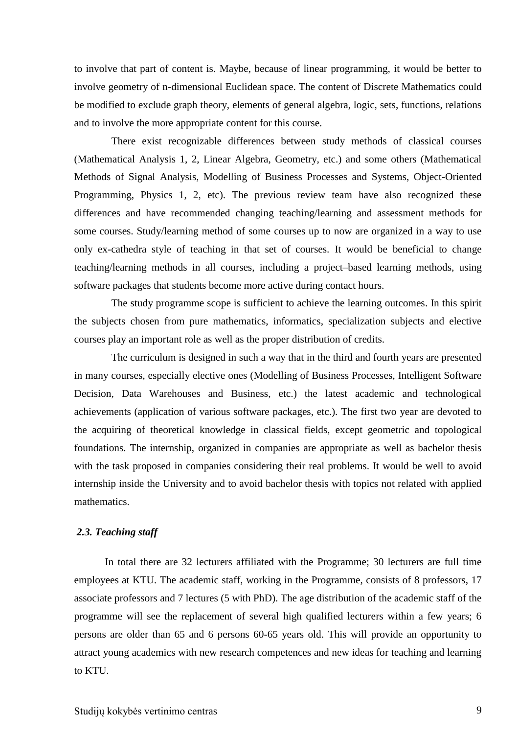to involve that part of content is. Maybe, because of linear programming, it would be better to involve geometry of n-dimensional Euclidean space. The content of Discrete Mathematics could be modified to exclude graph theory, elements of general algebra, logic, sets, functions, relations and to involve the more appropriate content for this course.

There exist recognizable differences between study methods of classical courses (Mathematical Analysis 1, 2, Linear Algebra, Geometry, etc.) and some others (Mathematical Methods of Signal Analysis, Modelling of Business Processes and Systems, Object-Oriented Programming, Physics 1, 2, etc). The previous review team have also recognized these differences and have recommended changing teaching/learning and assessment methods for some courses. Study/learning method of some courses up to now are organized in a way to use only ex-cathedra style of teaching in that set of courses. It would be beneficial to change teaching/learning methods in all courses, including a project–based learning methods, using software packages that students become more active during contact hours.

The study programme scope is sufficient to achieve the learning outcomes. In this spirit the subjects chosen from pure mathematics, informatics, specialization subjects and elective courses play an important role as well as the proper distribution of credits.

The curriculum is designed in such a way that in the third and fourth years are presented in many courses, especially elective ones (Modelling of Business Processes, Intelligent Software Decision, Data Warehouses and Business, etc.) the latest academic and technological achievements (application of various software packages, etc.). The first two year are devoted to the acquiring of theoretical knowledge in classical fields, except geometric and topological foundations. The internship, organized in companies are appropriate as well as bachelor thesis with the task proposed in companies considering their real problems. It would be well to avoid internship inside the University and to avoid bachelor thesis with topics not related with applied mathematics.

### *2.3. Teaching staff*

In total there are 32 lecturers affiliated with the Programme; 30 lecturers are full time employees at KTU. The academic staff, working in the Programme, consists of 8 professors, 17 associate professors and 7 lectures (5 with PhD). The age distribution of the academic staff of the programme will see the replacement of several high qualified lecturers within a few years; 6 persons are older than 65 and 6 persons 60-65 years old. This will provide an opportunity to attract young academics with new research competences and new ideas for teaching and learning to KTU.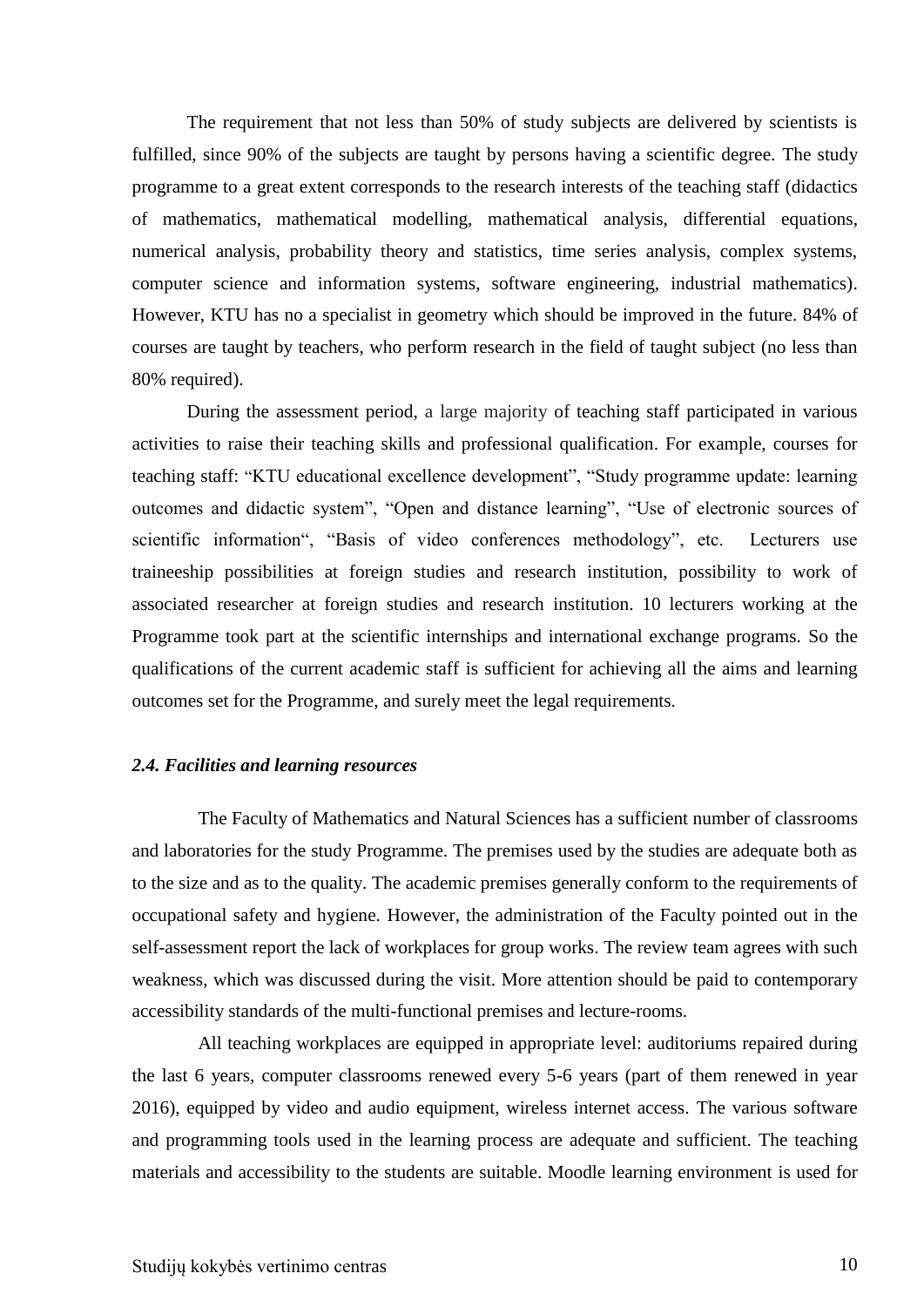The requirement that not less than 50% of study subjects are delivered by scientists is fulfilled, since 90% of the subjects are taught by persons having a scientific degree. The study programme to a great extent corresponds to the research interests of the teaching staff (didactics of mathematics, mathematical modelling, mathematical analysis, differential equations, numerical analysis, probability theory and statistics, time series analysis, complex systems, computer science and information systems, software engineering, industrial mathematics). However, KTU has no a specialist in geometry which should be improved in the future. 84% of courses are taught by teachers, who perform research in the field of taught subject (no less than 80% required).

During the assessment period, a large majority of teaching staff participated in various activities to raise their teaching skills and professional qualification. For example, courses for teaching staff: "KTU educational excellence development", "Study programme update: learning outcomes and didactic system", "Open and distance learning", "Use of electronic sources of scientific information", "Basis of video conferences methodology", etc. Lecturers use traineeship possibilities at foreign studies and research institution, possibility to work of associated researcher at foreign studies and research institution. 10 lecturers working at the Programme took part at the scientific internships and international exchange programs. So the qualifications of the current academic staff is sufficient for achieving all the aims and learning outcomes set for the Programme, and surely meet the legal requirements.

### *2.4. Facilities and learning resources*

The Faculty of Mathematics and Natural Sciences has a sufficient number of classrooms and laboratories for the study Programme. The premises used by the studies are adequate both as to the size and as to the quality. The academic premises generally conform to the requirements of occupational safety and hygiene. However, the administration of the Faculty pointed out in the self-assessment report the lack of workplaces for group works. The review team agrees with such weakness, which was discussed during the visit. More attention should be paid to contemporary accessibility standards of the multi-functional premises and lecture-rooms.

All teaching workplaces are equipped in appropriate level: auditoriums repaired during the last 6 years, computer classrooms renewed every 5-6 years (part of them renewed in year 2016), equipped by video and audio equipment, wireless internet access. The various software and programming tools used in the learning process are adequate and sufficient. The teaching materials and accessibility to the students are suitable. Moodle learning environment is used for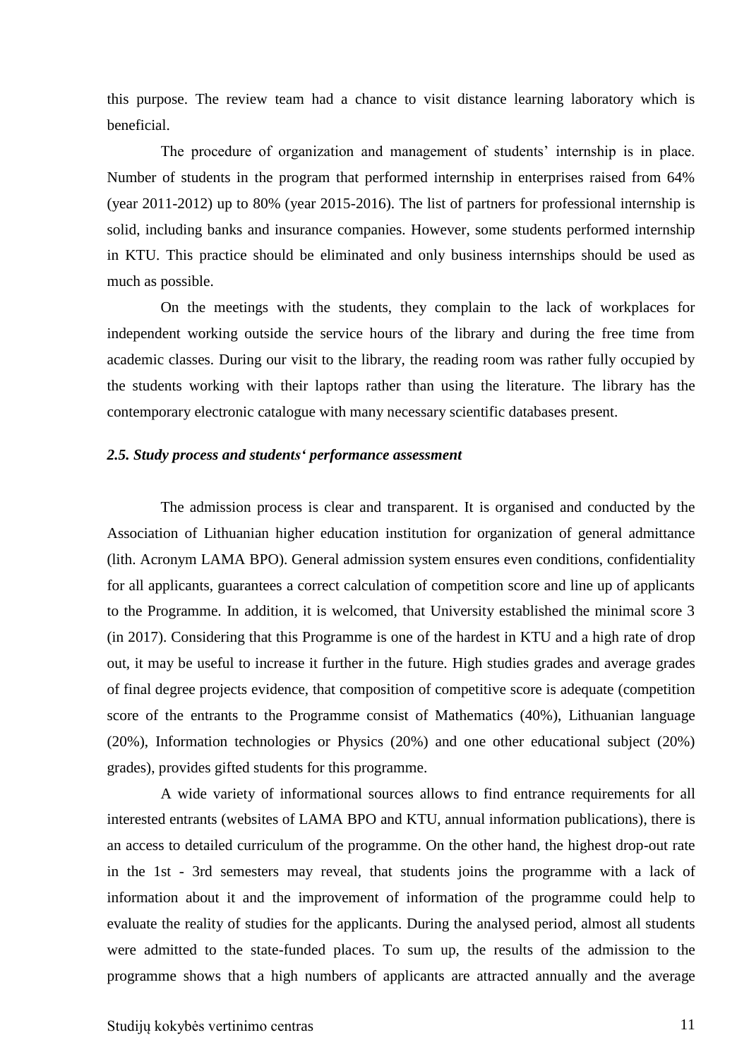this purpose. The review team had a chance to visit distance learning laboratory which is beneficial.

The procedure of organization and management of students' internship is in place. Number of students in the program that performed internship in enterprises raised from 64% (year 2011-2012) up to 80% (year 2015-2016). The list of partners for professional internship is solid, including banks and insurance companies. However, some students performed internship in KTU. This practice should be eliminated and only business internships should be used as much as possible.

On the meetings with the students, they complain to the lack of workplaces for independent working outside the service hours of the library and during the free time from academic classes. During our visit to the library, the reading room was rather fully occupied by the students working with their laptops rather than using the literature. The library has the contemporary electronic catalogue with many necessary scientific databases present.

### *2.5. Study process and students' performance assessment*

The admission process is clear and transparent. It is organised and conducted by the Association of Lithuanian higher education institution for organization of general admittance (lith. Acronym LAMA BPO). General admission system ensures even conditions, confidentiality for all applicants, guarantees a correct calculation of competition score and line up of applicants to the Programme. In addition, it is welcomed, that University established the minimal score 3 (in 2017). Considering that this Programme is one of the hardest in KTU and a high rate of drop out, it may be useful to increase it further in the future. High studies grades and average grades of final degree projects evidence, that composition of competitive score is adequate (competition score of the entrants to the Programme consist of Mathematics (40%), Lithuanian language (20%), Information technologies or Physics (20%) and one other educational subject (20%) grades), provides gifted students for this programme.

A wide variety of informational sources allows to find entrance requirements for all interested entrants (websites of LAMA BPO and KTU, annual information publications), there is an access to detailed curriculum of the programme. On the other hand, the highest drop-out rate in the 1st - 3rd semesters may reveal, that students joins the programme with a lack of information about it and the improvement of information of the programme could help to evaluate the reality of studies for the applicants. During the analysed period, almost all students were admitted to the state-funded places. To sum up, the results of the admission to the programme shows that a high numbers of applicants are attracted annually and the average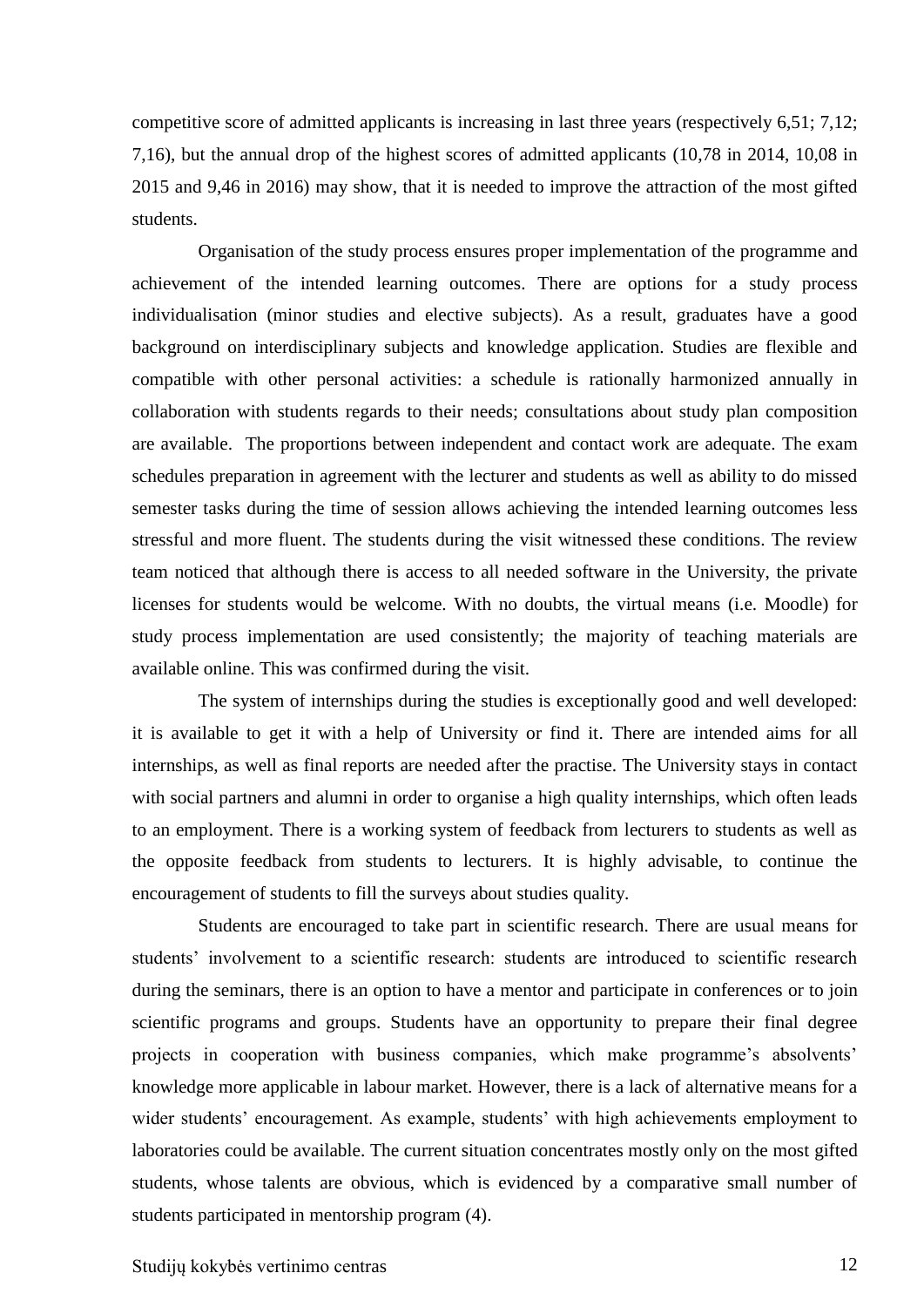competitive score of admitted applicants is increasing in last three years (respectively 6,51; 7,12; 7,16), but the annual drop of the highest scores of admitted applicants (10,78 in 2014, 10,08 in 2015 and 9,46 in 2016) may show, that it is needed to improve the attraction of the most gifted students.

Organisation of the study process ensures proper implementation of the programme and achievement of the intended learning outcomes. There are options for a study process individualisation (minor studies and elective subjects). As a result, graduates have a good background on interdisciplinary subjects and knowledge application. Studies are flexible and compatible with other personal activities: a schedule is rationally harmonized annually in collaboration with students regards to their needs; consultations about study plan composition are available. The proportions between independent and contact work are adequate. The exam schedules preparation in agreement with the lecturer and students as well as ability to do missed semester tasks during the time of session allows achieving the intended learning outcomes less stressful and more fluent. The students during the visit witnessed these conditions. The review team noticed that although there is access to all needed software in the University, the private licenses for students would be welcome. With no doubts, the virtual means (i.e. Moodle) for study process implementation are used consistently; the majority of teaching materials are available online. This was confirmed during the visit.

The system of internships during the studies is exceptionally good and well developed: it is available to get it with a help of University or find it. There are intended aims for all internships, as well as final reports are needed after the practise. The University stays in contact with social partners and alumni in order to organise a high quality internships, which often leads to an employment. There is a working system of feedback from lecturers to students as well as the opposite feedback from students to lecturers. It is highly advisable, to continue the encouragement of students to fill the surveys about studies quality.

Students are encouraged to take part in scientific research. There are usual means for students' involvement to a scientific research: students are introduced to scientific research during the seminars, there is an option to have a mentor and participate in conferences or to join scientific programs and groups. Students have an opportunity to prepare their final degree projects in cooperation with business companies, which make programme's absolvents' knowledge more applicable in labour market. However, there is a lack of alternative means for a wider students' encouragement. As example, students' with high achievements employment to laboratories could be available. The current situation concentrates mostly only on the most gifted students, whose talents are obvious, which is evidenced by a comparative small number of students participated in mentorship program (4).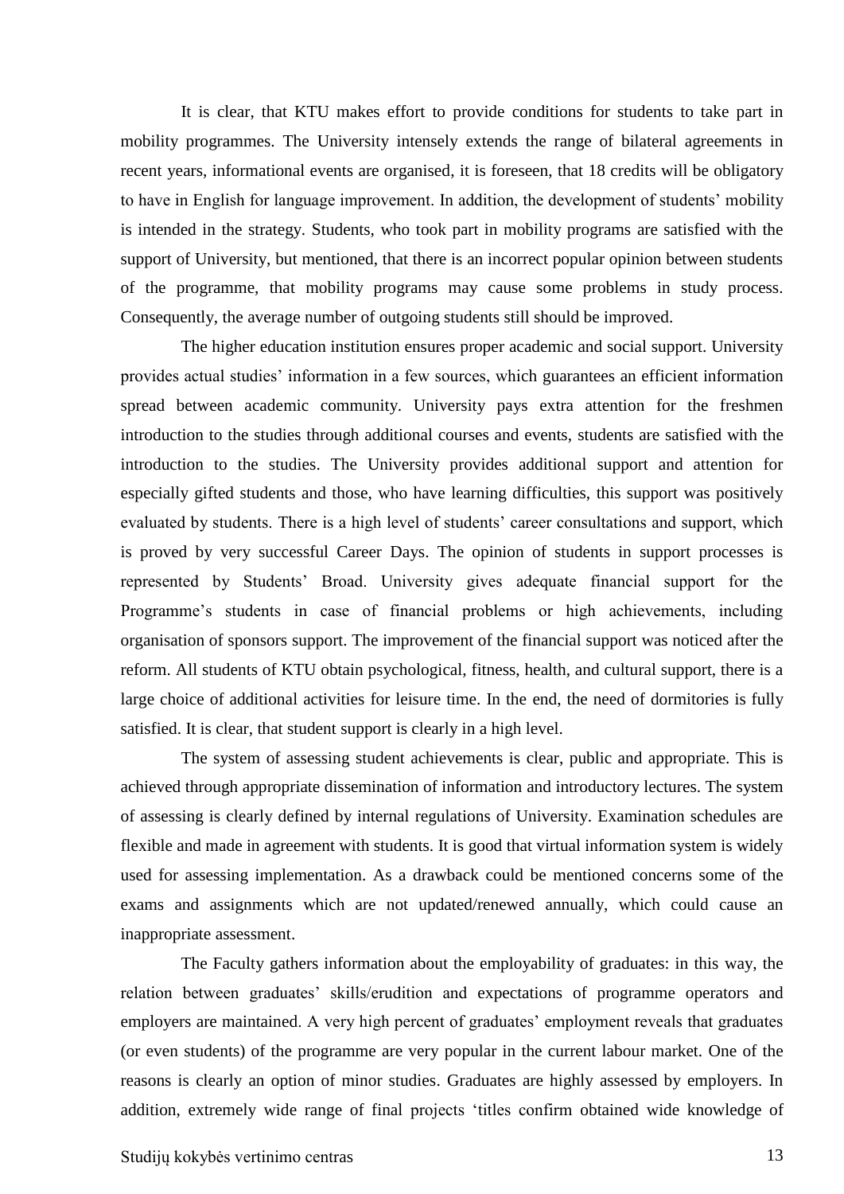It is clear, that KTU makes effort to provide conditions for students to take part in mobility programmes. The University intensely extends the range of bilateral agreements in recent years, informational events are organised, it is foreseen, that 18 credits will be obligatory to have in English for language improvement. In addition, the development of students' mobility is intended in the strategy. Students, who took part in mobility programs are satisfied with the support of University, but mentioned, that there is an incorrect popular opinion between students of the programme, that mobility programs may cause some problems in study process. Consequently, the average number of outgoing students still should be improved.

The higher education institution ensures proper academic and social support. University provides actual studies' information in a few sources, which guarantees an efficient information spread between academic community. University pays extra attention for the freshmen introduction to the studies through additional courses and events, students are satisfied with the introduction to the studies. The University provides additional support and attention for especially gifted students and those, who have learning difficulties, this support was positively evaluated by students. There is a high level of students' career consultations and support, which is proved by very successful Career Days. The opinion of students in support processes is represented by Students' Broad. University gives adequate financial support for the Programme's students in case of financial problems or high achievements, including organisation of sponsors support. The improvement of the financial support was noticed after the reform. All students of KTU obtain psychological, fitness, health, and cultural support, there is a large choice of additional activities for leisure time. In the end, the need of dormitories is fully satisfied. It is clear, that student support is clearly in a high level.

The system of assessing student achievements is clear, public and appropriate. This is achieved through appropriate dissemination of information and introductory lectures. The system of assessing is clearly defined by internal regulations of University. Examination schedules are flexible and made in agreement with students. It is good that virtual information system is widely used for assessing implementation. As a drawback could be mentioned concerns some of the exams and assignments which are not updated/renewed annually, which could cause an inappropriate assessment.

The Faculty gathers information about the employability of graduates: in this way, the relation between graduates' skills/erudition and expectations of programme operators and employers are maintained. A very high percent of graduates' employment reveals that graduates (or even students) of the programme are very popular in the current labour market. One of the reasons is clearly an option of minor studies. Graduates are highly assessed by employers. In addition, extremely wide range of final projects 'titles confirm obtained wide knowledge of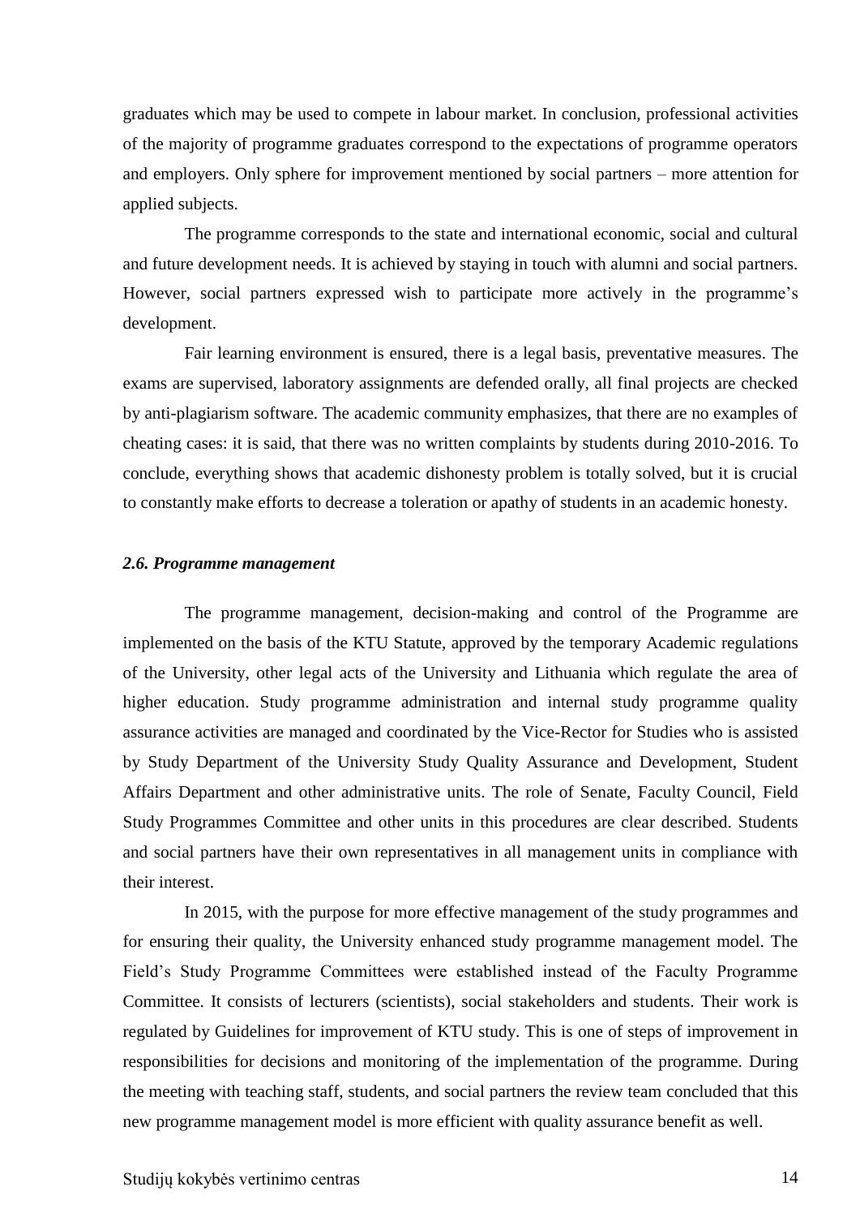graduates which may be used to compete in labour market. In conclusion, professional activities of the majority of programme graduates correspond to the expectations of programme operators and employers. Only sphere for improvement mentioned by social partners – more attention for applied subjects.

The programme corresponds to the state and international economic, social and cultural and future development needs. It is achieved by staying in touch with alumni and social partners. However, social partners expressed wish to participate more actively in the programme's development.

Fair learning environment is ensured, there is a legal basis, preventative measures. The exams are supervised, laboratory assignments are defended orally, all final projects are checked by anti-plagiarism software. The academic community emphasizes, that there are no examples of cheating cases: it is said, that there was no written complaints by students during 2010-2016. To conclude, everything shows that academic dishonesty problem is totally solved, but it is crucial to constantly make efforts to decrease a toleration or apathy of students in an academic honesty.

### *2.6. Programme management*

The programme management, decision-making and control of the Programme are implemented on the basis of the KTU Statute, approved by the temporary Academic regulations of the University, other legal acts of the University and Lithuania which regulate the area of higher education. Study programme administration and internal study programme quality assurance activities are managed and coordinated by the Vice-Rector for Studies who is assisted by Study Department of the University Study Quality Assurance and Development, Student Affairs Department and other administrative units. The role of Senate, Faculty Council, Field Study Programmes Committee and other units in this procedures are clear described. Students and social partners have their own representatives in all management units in compliance with their interest.

In 2015, with the purpose for more effective management of the study programmes and for ensuring their quality, the University enhanced study programme management model. The Field's Study Programme Committees were established instead of the Faculty Programme Committee. It consists of lecturers (scientists), social stakeholders and students. Their work is regulated by Guidelines for improvement of KTU study. This is one of steps of improvement in responsibilities for decisions and monitoring of the implementation of the programme. During the meeting with teaching staff, students, and social partners the review team concluded that this new programme management model is more efficient with quality assurance benefit as well.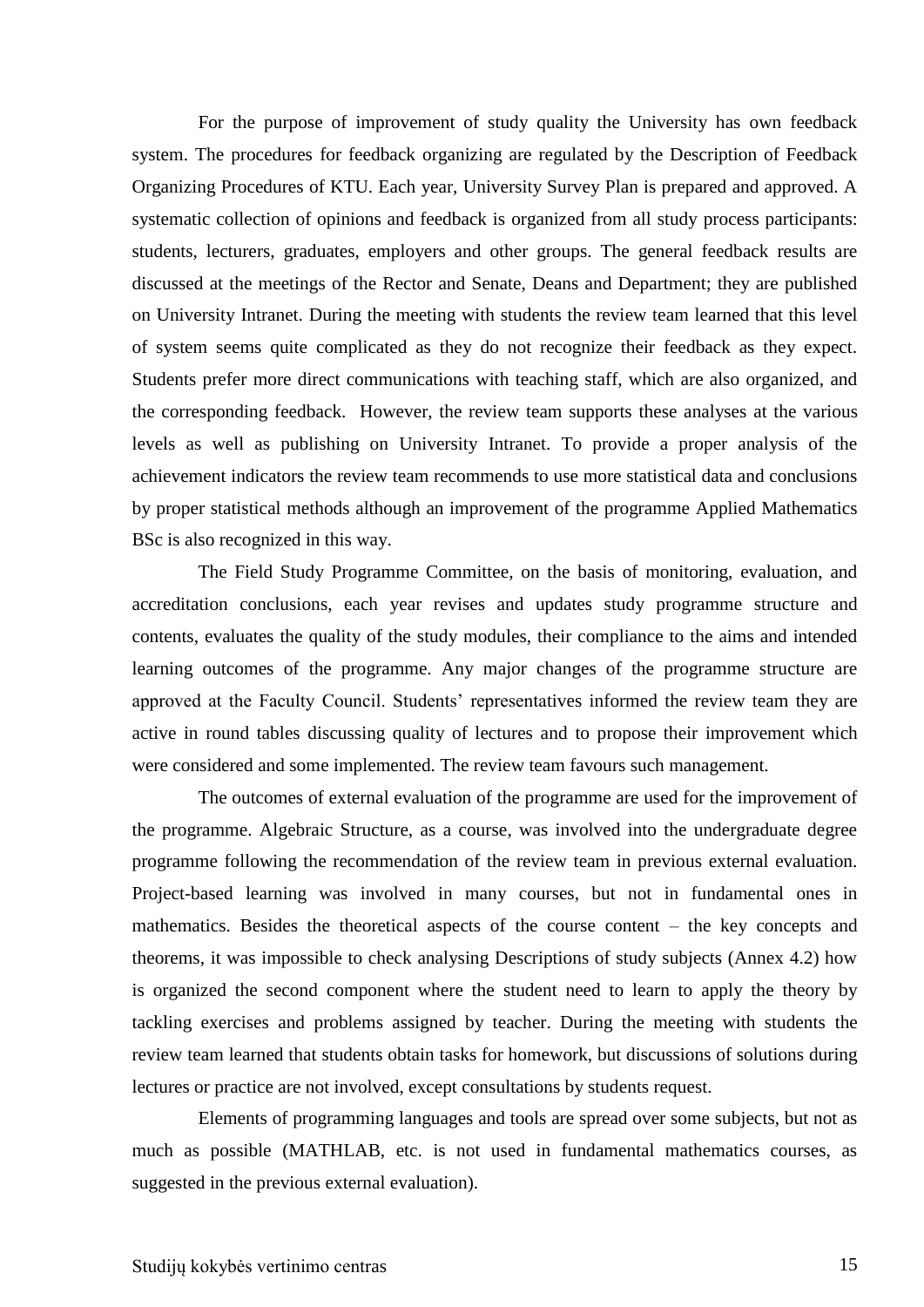For the purpose of improvement of study quality the University has own feedback system. The procedures for feedback organizing are regulated by the Description of Feedback Organizing Procedures of KTU. Each year, University Survey Plan is prepared and approved. A systematic collection of opinions and feedback is organized from all study process participants: students, lecturers, graduates, employers and other groups. The general feedback results are discussed at the meetings of the Rector and Senate, Deans and Department; they are published on University Intranet. During the meeting with students the review team learned that this level of system seems quite complicated as they do not recognize their feedback as they expect. Students prefer more direct communications with teaching staff, which are also organized, and the corresponding feedback. However, the review team supports these analyses at the various levels as well as publishing on University Intranet. To provide a proper analysis of the achievement indicators the review team recommends to use more statistical data and conclusions by proper statistical methods although an improvement of the programme Applied Mathematics BSc is also recognized in this way.

The Field Study Programme Committee, on the basis of monitoring, evaluation, and accreditation conclusions, each year revises and updates study programme structure and contents, evaluates the quality of the study modules, their compliance to the aims and intended learning outcomes of the programme. Any major changes of the programme structure are approved at the Faculty Council. Students' representatives informed the review team they are active in round tables discussing quality of lectures and to propose their improvement which were considered and some implemented. The review team favours such management.

The outcomes of external evaluation of the programme are used for the improvement of the programme. Algebraic Structure, as a course, was involved into the undergraduate degree programme following the recommendation of the review team in previous external evaluation. Project-based learning was involved in many courses, but not in fundamental ones in mathematics. Besides the theoretical aspects of the course content – the key concepts and theorems, it was impossible to check analysing Descriptions of study subjects (Annex 4.2) how is organized the second component where the student need to learn to apply the theory by tackling exercises and problems assigned by teacher. During the meeting with students the review team learned that students obtain tasks for homework, but discussions of solutions during lectures or practice are not involved, except consultations by students request.

Elements of programming languages and tools are spread over some subjects, but not as much as possible (MATHLAB, etc. is not used in fundamental mathematics courses, as suggested in the previous external evaluation).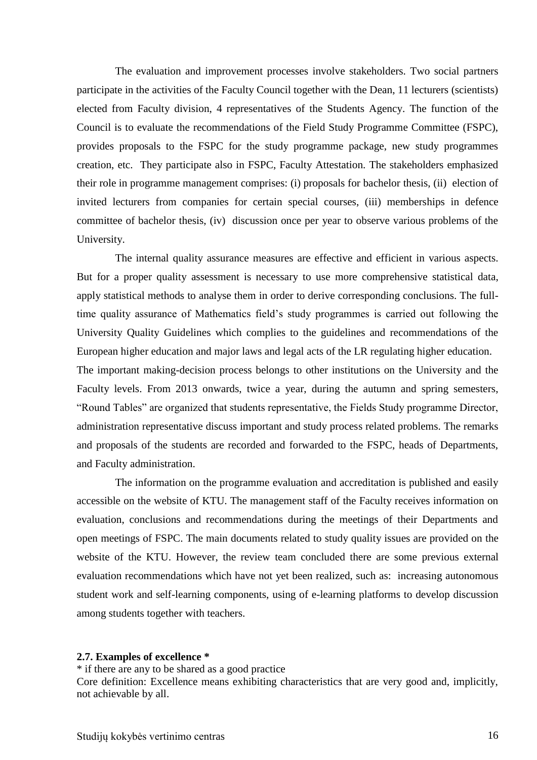The evaluation and improvement processes involve stakeholders. Two social partners participate in the activities of the Faculty Council together with the Dean, 11 lecturers (scientists) elected from Faculty division, 4 representatives of the Students Agency. The function of the Council is to evaluate the recommendations of the Field Study Programme Committee (FSPC), provides proposals to the FSPC for the study programme package, new study programmes creation, etc. They participate also in FSPC, Faculty Attestation. The stakeholders emphasized their role in programme management comprises: (i) proposals for bachelor thesis, (ii) election of invited lecturers from companies for certain special courses, (iii) memberships in defence committee of bachelor thesis, (iv) discussion once per year to observe various problems of the University.

The internal quality assurance measures are effective and efficient in various aspects. But for a proper quality assessment is necessary to use more comprehensive statistical data, apply statistical methods to analyse them in order to derive corresponding conclusions. The full-time quality assurance of Mathematics field's study programmes is carried out following the University Quality Guidelines which complies to the guidelines and recommendations of the European higher education and major laws and legal acts of the LR regulating higher education.

The important making-decision process belongs to other institutions on the University and the Faculty levels. From 2013 onwards, twice a year, during the autumn and spring semesters, "Round Tables" are organized that students representative, the Fields Study programme Director, administration representative discuss important and study process related problems. The remarks and proposals of the students are recorded and forwarded to the FSPC, heads of Departments, and Faculty administration.

The information on the programme evaluation and accreditation is published and easily accessible on the website of KTU. The management staff of the Faculty receives information on evaluation, conclusions and recommendations during the meetings of their Departments and open meetings of FSPC. The main documents related to study quality issues are provided on the website of the KTU. However, the review team concluded there are some previous external evaluation recommendations which have not yet been realized, such as: increasing autonomous student work and self-learning components, using of e-learning platforms to develop discussion among students together with teachers.

### 2.7. Examples of excellence *

* if there are any to be shared as a good practice

Core definition: Excellence means exhibiting characteristics that are very good and, implicitly, not achievable by all.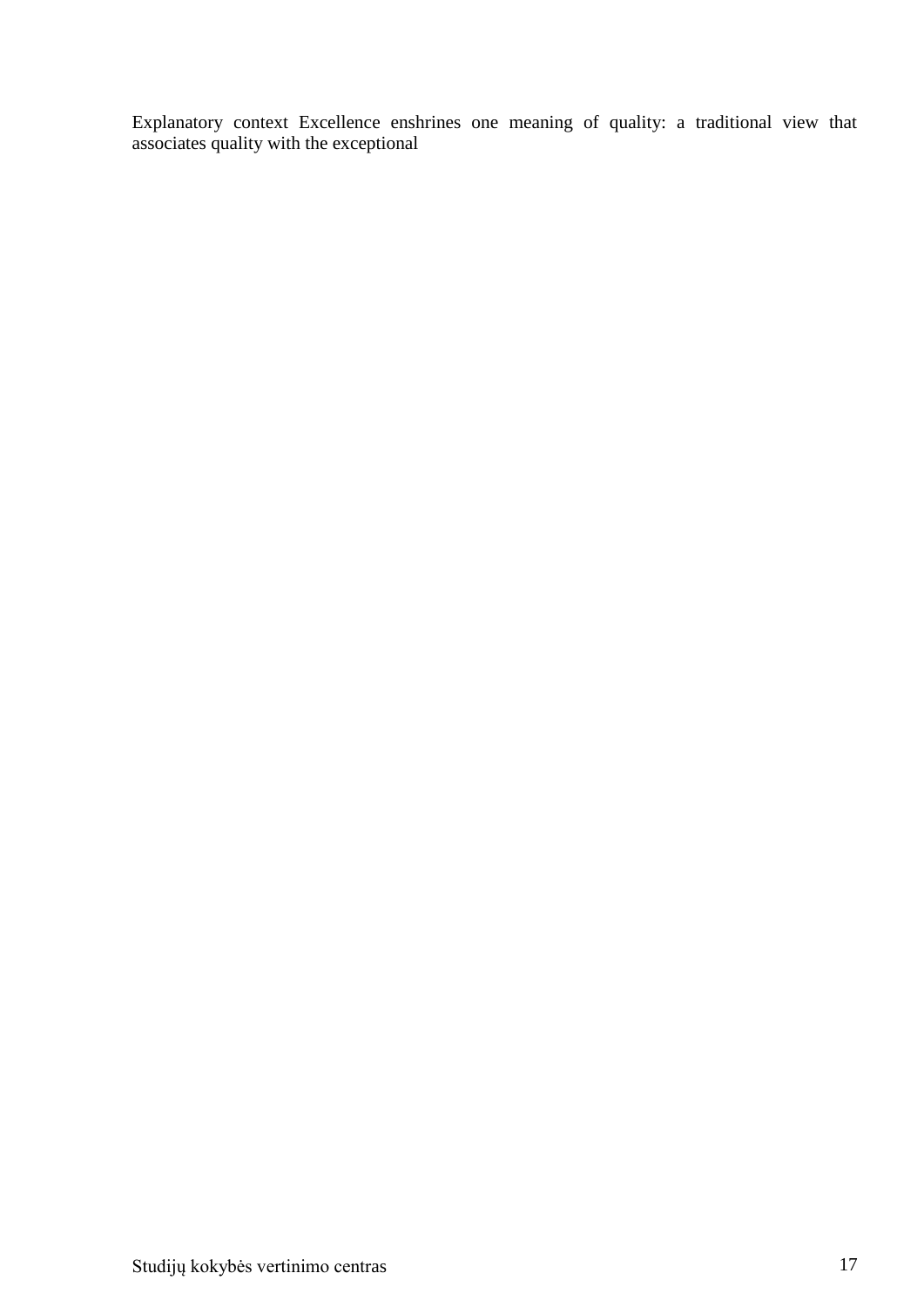Explanatory context Excellence enshrines one meaning of quality: a traditional view that associates quality with the exceptional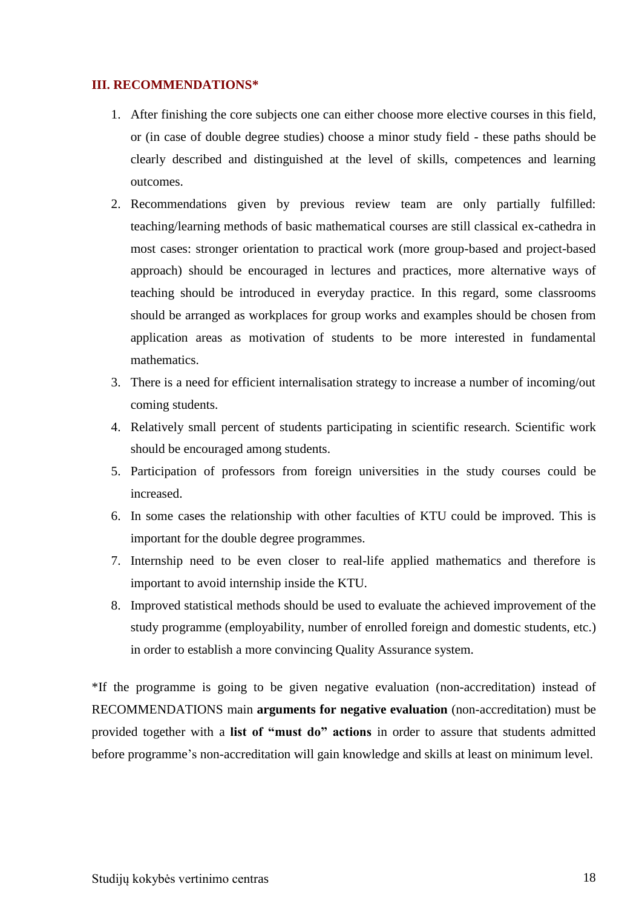## III. RECOMMENDATIONS*

1. After finishing the core subjects one can either choose more elective courses in this field, or (in case of double degree studies) choose a minor study field - these paths should be clearly described and distinguished at the level of skills, competences and learning outcomes.
2. Recommendations given by previous review team are only partially fulfilled: teaching/learning methods of basic mathematical courses are still classical ex-cathedra in most cases: stronger orientation to practical work (more group-based and project-based approach) should be encouraged in lectures and practices, more alternative ways of teaching should be introduced in everyday practice. In this regard, some classrooms should be arranged as workplaces for group works and examples should be chosen from application areas as motivation of students to be more interested in fundamental mathematics.
3. There is a need for efficient internalisation strategy to increase a number of incoming/out coming students.
4. Relatively small percent of students participating in scientific research. Scientific work should be encouraged among students.
5. Participation of professors from foreign universities in the study courses could be increased.
6. In some cases the relationship with other faculties of KTU could be improved. This is important for the double degree programmes.
7. Internship need to be even closer to real-life applied mathematics and therefore is important to avoid internship inside the KTU.
8. Improved statistical methods should be used to evaluate the achieved improvement of the study programme (employability, number of enrolled foreign and domestic students, etc.) in order to establish a more convincing Quality Assurance system.

*If the programme is going to be given negative evaluation (non-accreditation) instead of RECOMMENDATIONS main **arguments for negative evaluation** (non-accreditation) must be provided together with a **list of "must do" actions** in order to assure that students admitted before programme's non-accreditation will gain knowledge and skills at least on minimum level.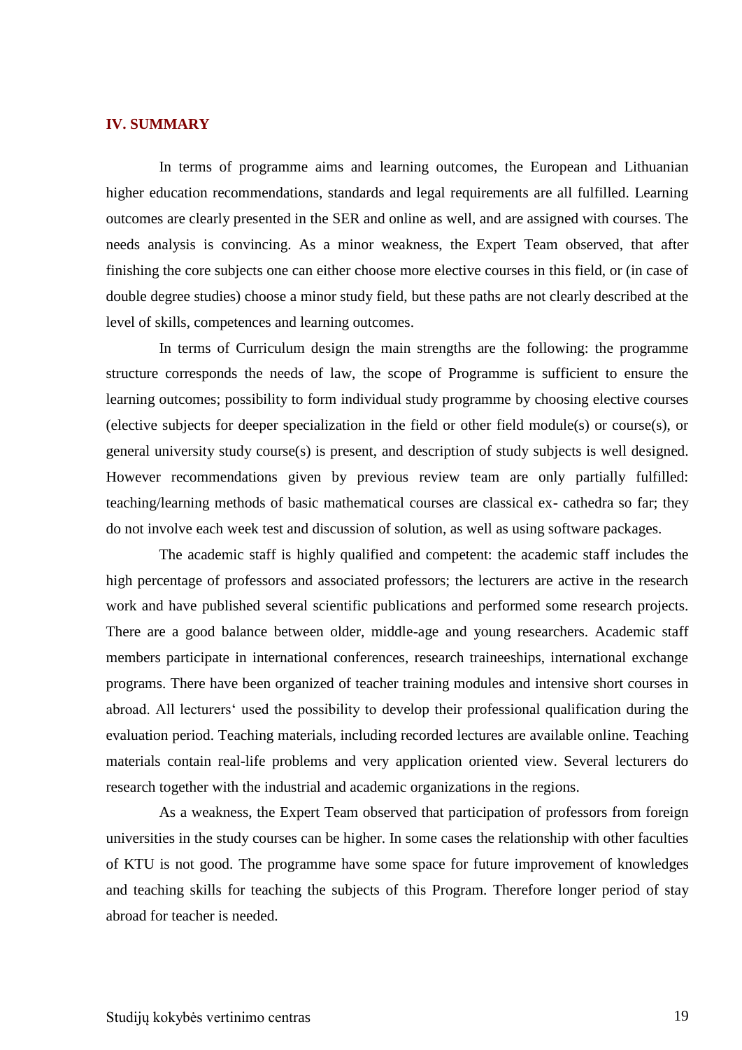## IV. SUMMARY

In terms of programme aims and learning outcomes, the European and Lithuanian higher education recommendations, standards and legal requirements are all fulfilled. Learning outcomes are clearly presented in the SER and online as well, and are assigned with courses. The needs analysis is convincing. As a minor weakness, the Expert Team observed, that after finishing the core subjects one can either choose more elective courses in this field, or (in case of double degree studies) choose a minor study field, but these paths are not clearly described at the level of skills, competences and learning outcomes.

In terms of Curriculum design the main strengths are the following: the programme structure corresponds the needs of law, the scope of Programme is sufficient to ensure the learning outcomes; possibility to form individual study programme by choosing elective courses (elective subjects for deeper specialization in the field or other field module(s) or course(s), or general university study course(s) is present, and description of study subjects is well designed. However recommendations given by previous review team are only partially fulfilled: teaching/learning methods of basic mathematical courses are classical ex- cathedra so far; they do not involve each week test and discussion of solution, as well as using software packages.

The academic staff is highly qualified and competent: the academic staff includes the high percentage of professors and associated professors; the lecturers are active in the research work and have published several scientific publications and performed some research projects. There are a good balance between older, middle-age and young researchers. Academic staff members participate in international conferences, research traineeships, international exchange programs. There have been organized of teacher training modules and intensive short courses in abroad. All lecturers‘ used the possibility to develop their professional qualification during the evaluation period. Teaching materials, including recorded lectures are available online. Teaching materials contain real-life problems and very application oriented view. Several lecturers do research together with the industrial and academic organizations in the regions.

As a weakness, the Expert Team observed that participation of professors from foreign universities in the study courses can be higher. In some cases the relationship with other faculties of KTU is not good. The programme have some space for future improvement of knowledges and teaching skills for teaching the subjects of this Program. Therefore longer period of stay abroad for teacher is needed.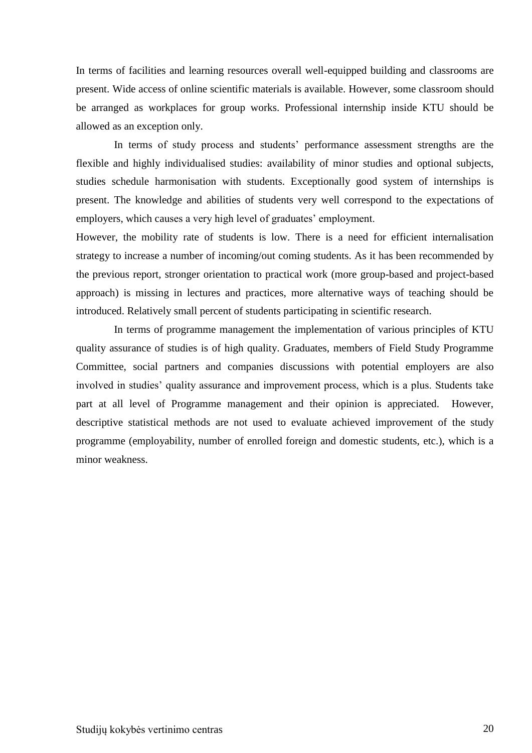In terms of facilities and learning resources overall well-equipped building and classrooms are present. Wide access of online scientific materials is available. However, some classroom should be arranged as workplaces for group works. Professional internship inside KTU should be allowed as an exception only.

In terms of study process and students' performance assessment strengths are the flexible and highly individualised studies: availability of minor studies and optional subjects, studies schedule harmonisation with students. Exceptionally good system of internships is present. The knowledge and abilities of students very well correspond to the expectations of employers, which causes a very high level of graduates' employment.

However, the mobility rate of students is low. There is a need for efficient internalisation strategy to increase a number of incoming/out coming students. As it has been recommended by the previous report, stronger orientation to practical work (more group-based and project-based approach) is missing in lectures and practices, more alternative ways of teaching should be introduced. Relatively small percent of students participating in scientific research.

In terms of programme management the implementation of various principles of KTU quality assurance of studies is of high quality. Graduates, members of Field Study Programme Committee, social partners and companies discussions with potential employers are also involved in studies' quality assurance and improvement process, which is a plus. Students take part at all level of Programme management and their opinion is appreciated. However, descriptive statistical methods are not used to evaluate achieved improvement of the study programme (employability, number of enrolled foreign and domestic students, etc.), which is a minor weakness.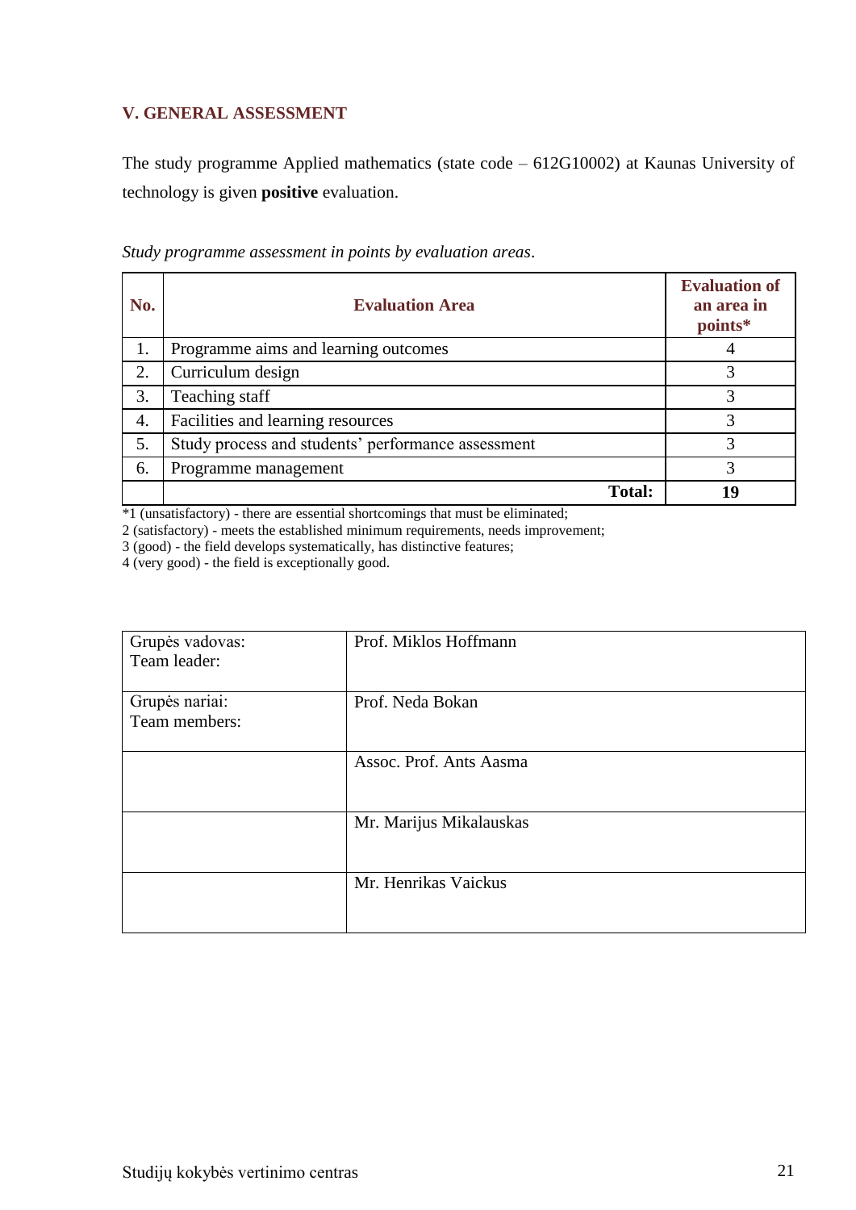## V. GENERAL ASSESSMENT

The study programme Applied mathematics (state code – 612G10002) at Kaunas University of technology is given **positive** evaluation.

*Study programme assessment in points by evaluation areas*.

| No. | Evaluation Area | Evaluation of an area in points* |
|---|---|---|
| 1. | Programme aims and learning outcomes | 4 |
| 2. | Curriculum design | 3 |
| 3. | Teaching staff | 3 |
| 4. | Facilities and learning resources | 3 |
| 5. | Study process and students' performance assessment | 3 |
| 6. | Programme management | 3 |
| | **Total:** | **19** |

*1 (unsatisfactory) - there are essential shortcomings that must be eliminated;
2 (satisfactory) - meets the established minimum requirements, needs improvement;
3 (good) - the field develops systematically, has distinctive features;
4 (very good) - the field is exceptionally good.

| | |
|---|---|
| Grupės vadovas:<br>Team leader: | Prof. Miklos Hoffmann |
| Grupės nariai:<br>Team members: | Prof. Neda Bokan |
| | Assoc. Prof. Ants Aasma |
| | Mr. Marijus Mikalauskas |
| | Mr. Henrikas Vaickus |

Studijų kokybės vertinimo centras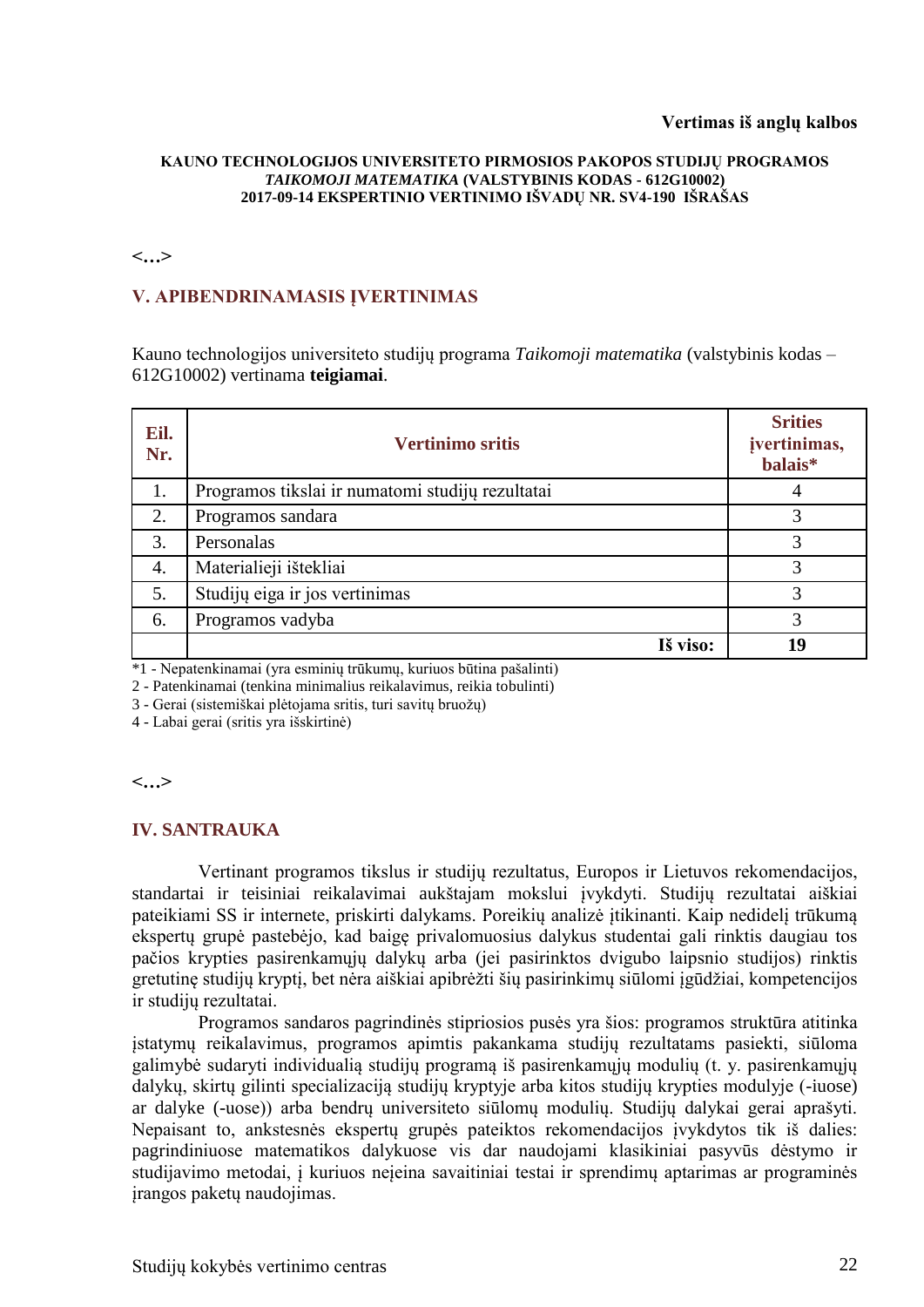**Vertimas iš anglų kalbos**

**KAUNO TECHNOLOGIJOS UNIVERSITETO PIRMOSIOS PAKOPOS STUDIJŲ PROGRAMOS *TAIKOMOJI MATEMATIKA* (VALSTYBINIS KODAS - 612G10002) 2017-09-14 EKSPERTINIO VERTINIMO IŠVADŲ NR. SV4-190 IŠRAŠAS**

**<...>**

## V. APIBENDRINAMASIS ĮVERTINIMAS

Kauno technologijos universiteto studijų programa *Taikomoji matematika* (valstybinis kodas – 612G10002) vertinama **teigiamai**.

| Eil. Nr. | Vertinimo sritis | Srities įvertinimas, balais* |
|---|---|---|
| 1. | Programos tikslai ir numatomi studijų rezultatai | 4 |
| 2. | Programos sandara | 3 |
| 3. | Personalas | 3 |
| 4. | Materialieji ištekliai | 3 |
| 5. | Studijų eiga ir jos vertinimas | 3 |
| 6. | Programos vadyba | 3 |
| | **Iš viso:** | **19** |

*1 - Nepatenkinamai (yra esminių trūkumų, kuriuos būtina pašalinti)
2 - Patenkinamai (tenkina minimalius reikalavimus, reikia tobulinti)
3 - Gerai (sistemiškai plėtojama sritis, turi savitų bruožų)
4 - Labai gerai (sritis yra išskirtinė)

**<...>**

## IV. SANTRAUKA

Vertinant programos tikslus ir studijų rezultatus, Europos ir Lietuvos rekomendacijos, standartai ir teisiniai reikalavimai aukštajam mokslui įvykdyti. Studijų rezultatai aiškiai pateikiami SS ir internete, priskirti dalykams. Poreikių analizė įtikinanti. Kaip nedidelį trūkumą ekspertų grupė pastebėjo, kad baigę privalomuosius dalykus studentai gali rinktis daugiau tos pačios krypties pasirenkamųjų dalykų arba (jei pasirinktos dvigubo laipsnio studijos) rinktis gretutinę studijų kryptį, bet nėra aiškiai apibrėžti šių pasirinkimų siūlomi įgūdžiai, kompetencijos ir studijų rezultatai.

Programos sandaros pagrindinės stipriosios pusės yra šios: programos struktūra atitinka įstatymų reikalavimus, programos apimtis pakankama studijų rezultatams pasiekti, siūloma galimybė sudaryti individualią studijų programą iš pasirenkamųjų modulių (t. y. pasirenkamųjų dalykų, skirtų gilinti specializaciją studijų kryptyje arba kitos studijų krypties modulyje (-iuose) ar dalyke (-uose)) arba bendrų universiteto siūlomų modulių. Studijų dalykai gerai aprašyti. Nepaisant to, ankstesnės ekspertų grupės pateiktos rekomendacijos įvykdytos tik iš dalies: pagrindiniuose matematikos dalykuose vis dar naudojami klasikiniai pasyvūs dėstymo ir studijavimo metodai, į kuriuos neįeina savaitiniai testai ir sprendimų aptarimas ar programinės įrangos paketų naudojimas.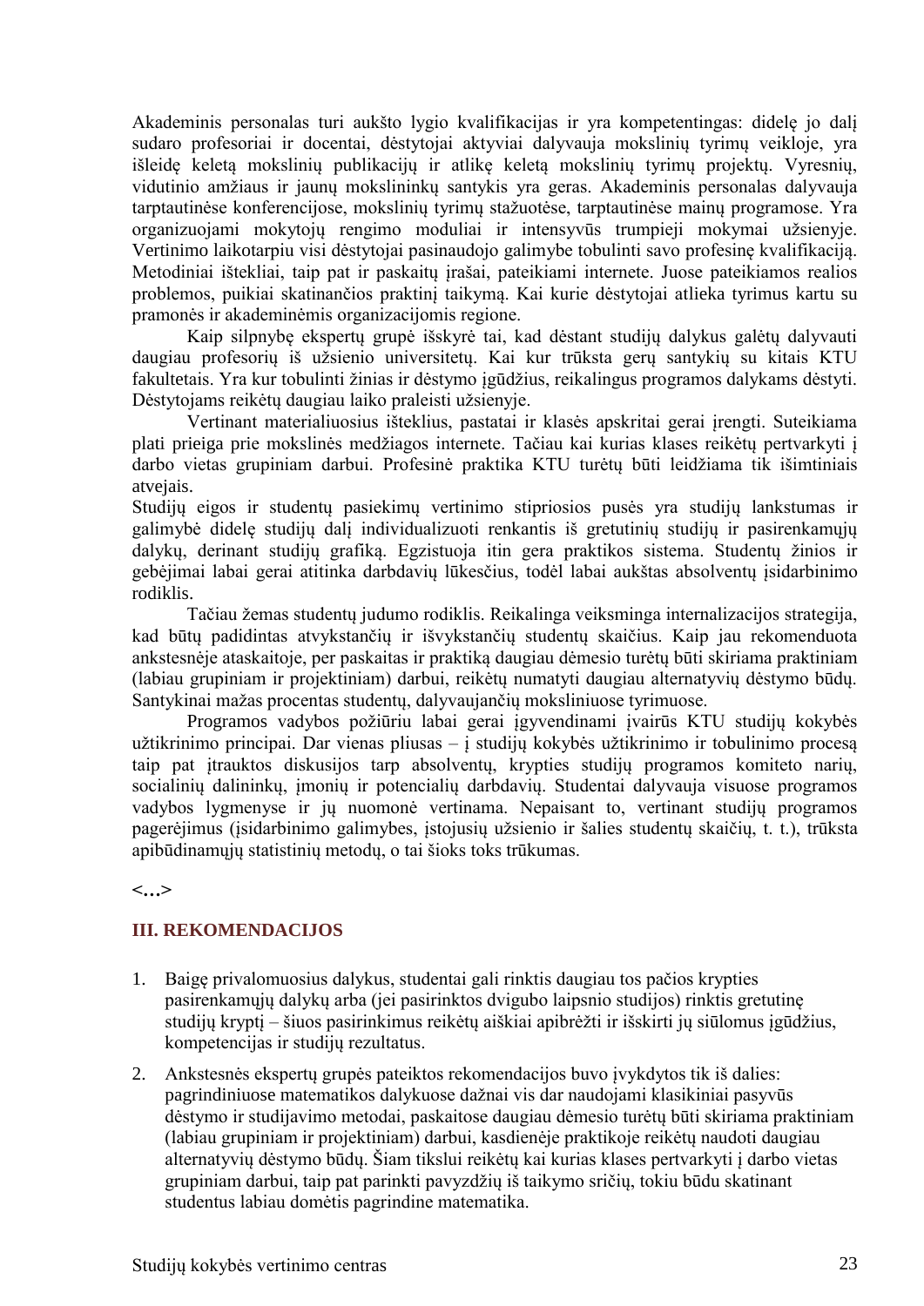Akademinis personalas turi aukšto lygio kvalifikacijas ir yra kompetentingas: didelę jo dalį sudaro profesoriai ir docentai, dėstytojai aktyviai dalyvauja mokslinių tyrimų veikloje, yra išleidę keletą mokslinių publikacijų ir atlikę keletą mokslinių tyrimų projektų. Vyresnių, vidutinio amžiaus ir jaunų mokslininkų santykis yra geras. Akademinis personalas dalyvauja tarptautinėse konferencijose, mokslinių tyrimų stažuotėse, tarptautinėse mainų programose. Yra organizuojami mokytojų rengimo moduliai ir intensyvūs trumpieji mokymai užsienyje. Vertinimo laikotarpiu visi dėstytojai pasinaudojo galimybe tobulinti savo profesinę kvalifikaciją. Metodiniai ištekliai, taip pat ir paskaitų įrašai, pateikiami internete. Juose pateikiamos realios problemos, puikiai skatinančios praktinį taikymą. Kai kurie dėstytojai atlieka tyrimus kartu su pramonės ir akademinėmis organizacijomis regione.

Kaip silpnybę ekspertų grupė išskyrė tai, kad dėstant studijų dalykus galėtų dalyvauti daugiau profesorių iš užsienio universitetų. Kai kur trūksta gerų santykių su kitais KTU fakultetais. Yra kur tobulinti žinias ir dėstymo įgūdžius, reikalingus programos dalykams dėstyti. Dėstytojams reikėtų daugiau laiko praleisti užsienyje.

Vertinant materialiuosius išteklius, pastatai ir klasės apskritai gerai įrengti. Suteikiama plati prieiga prie mokslinės medžiagos internete. Tačiau kai kurias klases reikėtų pertvarkyti į darbo vietas grupiniam darbui. Profesinė praktika KTU turėtų būti leidžiama tik išimtiniais atvejais.

Studijų eigos ir studentų pasiekimų vertinimo stipriosios pusės yra studijų lankstumas ir galimybė didelę studijų dalį individualizuoti renkantis iš gretutinių studijų ir pasirenkamųjų dalykų, derinant studijų grafiką. Egzistuoja itin gera praktikos sistema. Studentų žinios ir gebėjimai labai gerai atitinka darbdavių lūkesčius, todėl labai aukštas absolventų įsidarbinimo rodiklis.

Tačiau žemas studentų judumo rodiklis. Reikalinga veiksminga internalizacijos strategija, kad būtų padidintas atvykstančių ir išvykstančių studentų skaičius. Kaip jau rekomenduota ankstesnėje ataskaitoje, per paskaitas ir praktiką daugiau dėmesio turėtų būti skiriama praktiniam (labiau grupiniam ir projektiniam) darbui, reikėtų numatyti daugiau alternatyvių dėstymo būdų. Santykinai mažas procentas studentų, dalyvaujančių moksliniuose tyrimuose.

Programos vadybos požiūriu labai gerai įgyvendinami įvairūs KTU studijų kokybės užtikrinimo principai. Dar vienas pliusas – į studijų kokybės užtikrinimo ir tobulinimo procesą taip pat įtrauktos diskusijos tarp absolventų, krypties studijų programos komiteto narių, socialinių dalininkų, įmonių ir potencialių darbdavių. Studentai dalyvauja visuose programos vadybos lygmenyse ir jų nuomonė vertinama. Nepaisant to, vertinant studijų programos pagerėjimus (įsidarbinimo galimybes, įstojusių užsienio ir šalies studentų skaičių, t. t.), trūksta apibūdinamųjų statistinių metodų, o tai šioks toks trūkumas.

**<...>**

## III. REKOMENDACIJOS

1. Baigę privalomuosius dalykus, studentai gali rinktis daugiau tos pačios krypties pasirenkamųjų dalykų arba (jei pasirinktos dvigubo laipsnio studijos) rinktis gretutinę studijų kryptį – šiuos pasirinkimus reikėtų aiškiai apibrėžti ir išskirti jų siūlomus įgūdžius, kompetencijas ir studijų rezultatus.
2. Ankstesnės ekspertų grupės pateiktos rekomendacijos buvo įvykdytos tik iš dalies: pagrindiniuose matematikos dalykuose dažnai vis dar naudojami klasikiniai pasyvūs dėstymo ir studijavimo metodai, paskaitose daugiau dėmesio turėtų būti skiriama praktiniam (labiau grupiniam ir projektiniam) darbui, kasdienėje praktikoje reikėtų naudoti daugiau alternatyvių dėstymo būdų. Šiam tikslui reikėtų kai kurias klases pertvarkyti į darbo vietas grupiniam darbui, taip pat parinkti pavyzdžių iš taikymo sričių, tokiu būdu skatinant studentus labiau domėtis pagrindine matematika.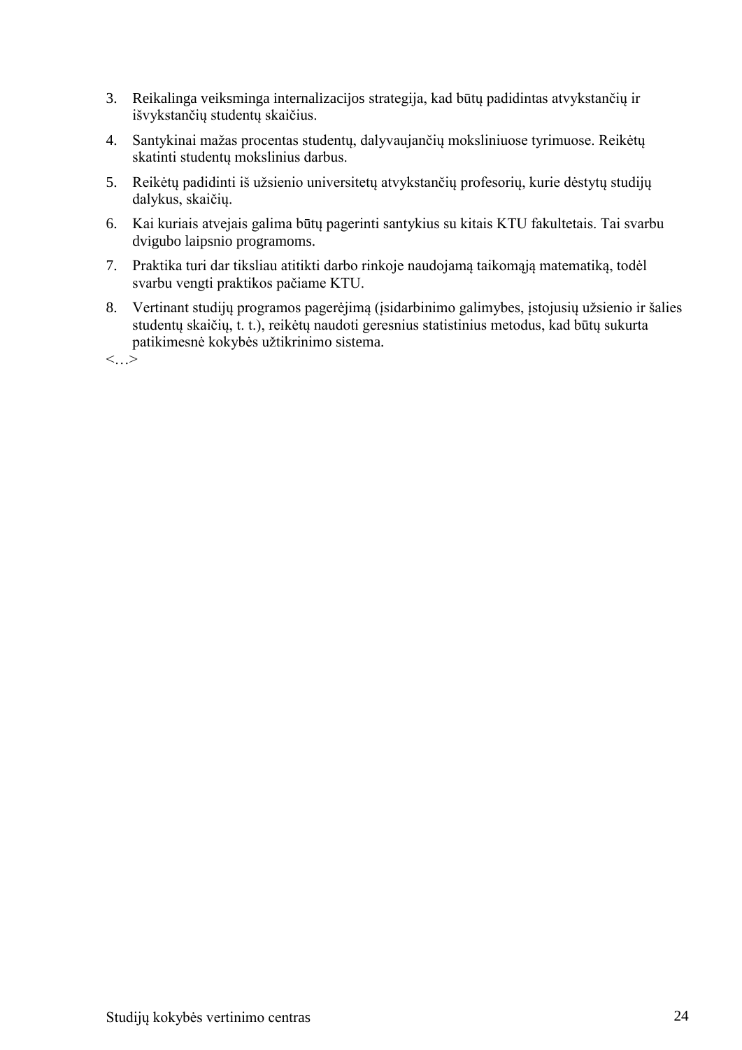3. Reikalinga veiksminga internalizacijos strategija, kad būtų padidintas atvykstančių ir išvykstančių studentų skaičius.
4. Santykinai mažas procentas studentų, dalyvaujančių moksliniuose tyrimuose. Reikėtų skatinti studentų mokslinius darbus.
5. Reikėtų padidinti iš užsienio universitetų atvykstančių profesorių, kurie dėstytų studijų dalykus, skaičių.
6. Kai kuriais atvejais galima būtų pagerinti santykius su kitais KTU fakultetais. Tai svarbu dvigubo laipsnio programoms.
7. Praktika turi dar tiksliau atitikti darbo rinkoje naudojamą taikomąją matematiką, todėl svarbu vengti praktikos pačiame KTU.
8. Vertinant studijų programos pagerėjimą (įsidarbinimo galimybes, įstojusių užsienio ir šalies studentų skaičių, t. t.), reikėtų naudoti geresnius statistinius metodus, kad būtų sukurta patikimesnė kokybės užtikrinimo sistema.

<…>